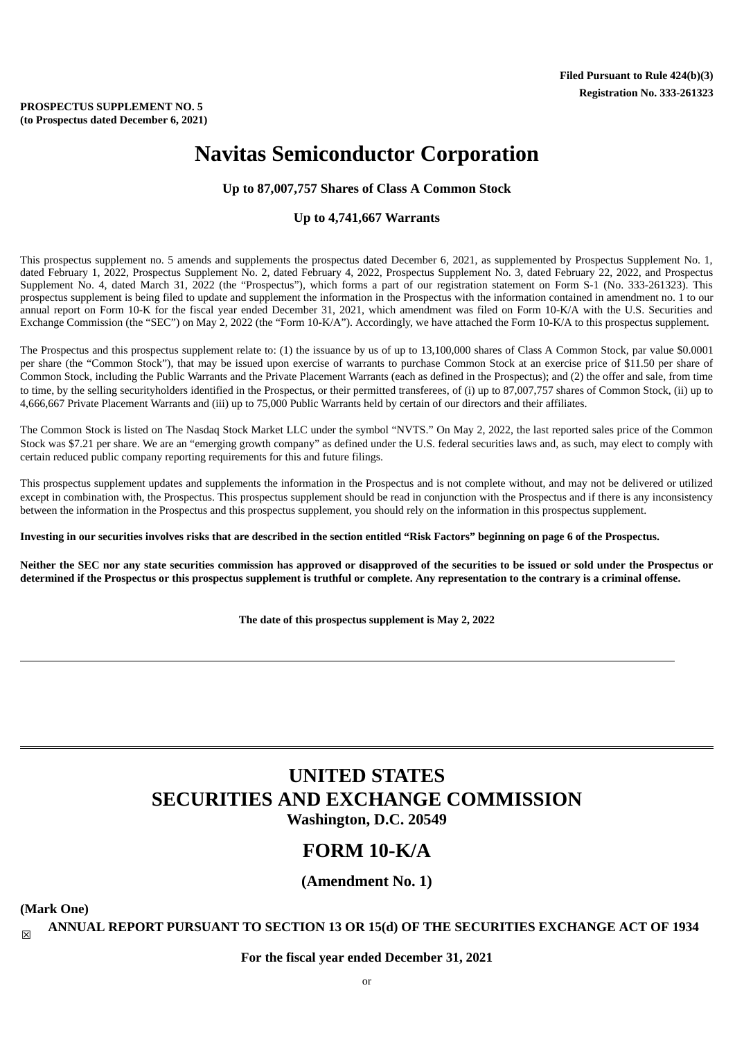**Filed Pursuant to Rule 424(b)(3)**
**Registration No. 333-261323**

**PROSPECTUS SUPPLEMENT NO. 5**
**(to Prospectus dated December 6, 2021)**

# Navitas Semiconductor Corporation

**Up to 87,007,757 Shares of Class A Common Stock**

**Up to 4,741,667 Warrants**

This prospectus supplement no. 5 amends and supplements the prospectus dated December 6, 2021, as supplemented by Prospectus Supplement No. 1, dated February 1, 2022, Prospectus Supplement No. 2, dated February 4, 2022, Prospectus Supplement No. 3, dated February 22, 2022, and Prospectus Supplement No. 4, dated March 31, 2022 (the "Prospectus"), which forms a part of our registration statement on Form S-1 (No. 333-261323). This prospectus supplement is being filed to update and supplement the information in the Prospectus with the information contained in amendment no. 1 to our annual report on Form 10-K for the fiscal year ended December 31, 2021, which amendment was filed on Form 10-K/A with the U.S. Securities and Exchange Commission (the "SEC") on May 2, 2022 (the "Form 10-K/A"). Accordingly, we have attached the Form 10-K/A to this prospectus supplement.

The Prospectus and this prospectus supplement relate to: (1) the issuance by us of up to 13,100,000 shares of Class A Common Stock, par value $0.0001 per share (the "Common Stock"), that may be issued upon exercise of warrants to purchase Common Stock at an exercise price of $11.50 per share of Common Stock, including the Public Warrants and the Private Placement Warrants (each as defined in the Prospectus); and (2) the offer and sale, from time to time, by the selling securityholders identified in the Prospectus, or their permitted transferees, of (i) up to 87,007,757 shares of Common Stock, (ii) up to 4,666,667 Private Placement Warrants and (iii) up to 75,000 Public Warrants held by certain of our directors and their affiliates.

The Common Stock is listed on The Nasdaq Stock Market LLC under the symbol "NVTS." On May 2, 2022, the last reported sales price of the Common Stock was $7.21 per share. We are an "emerging growth company" as defined under the U.S. federal securities laws and, as such, may elect to comply with certain reduced public company reporting requirements for this and future filings.

This prospectus supplement updates and supplements the information in the Prospectus and is not complete without, and may not be delivered or utilized except in combination with, the Prospectus. This prospectus supplement should be read in conjunction with the Prospectus and if there is any inconsistency between the information in the Prospectus and this prospectus supplement, you should rely on the information in this prospectus supplement.

**Investing in our securities involves risks that are described in the section entitled "Risk Factors" beginning on page 6 of the Prospectus.**

**Neither the SEC nor any state securities commission has approved or disapproved of the securities to be issued or sold under the Prospectus or determined if the Prospectus or this prospectus supplement is truthful or complete. Any representation to the contrary is a criminal offense.**

**The date of this prospectus supplement is May 2, 2022**

---

# UNITED STATES
# SECURITIES AND EXCHANGE COMMISSION
**Washington, D.C. 20549**

## FORM 10-K/A

**(Amendment No. 1)**

**(Mark One)**

☒ **ANNUAL REPORT PURSUANT TO SECTION 13 OR 15(d) OF THE SECURITIES EXCHANGE ACT OF 1934**

**For the fiscal year ended December 31, 2021**

or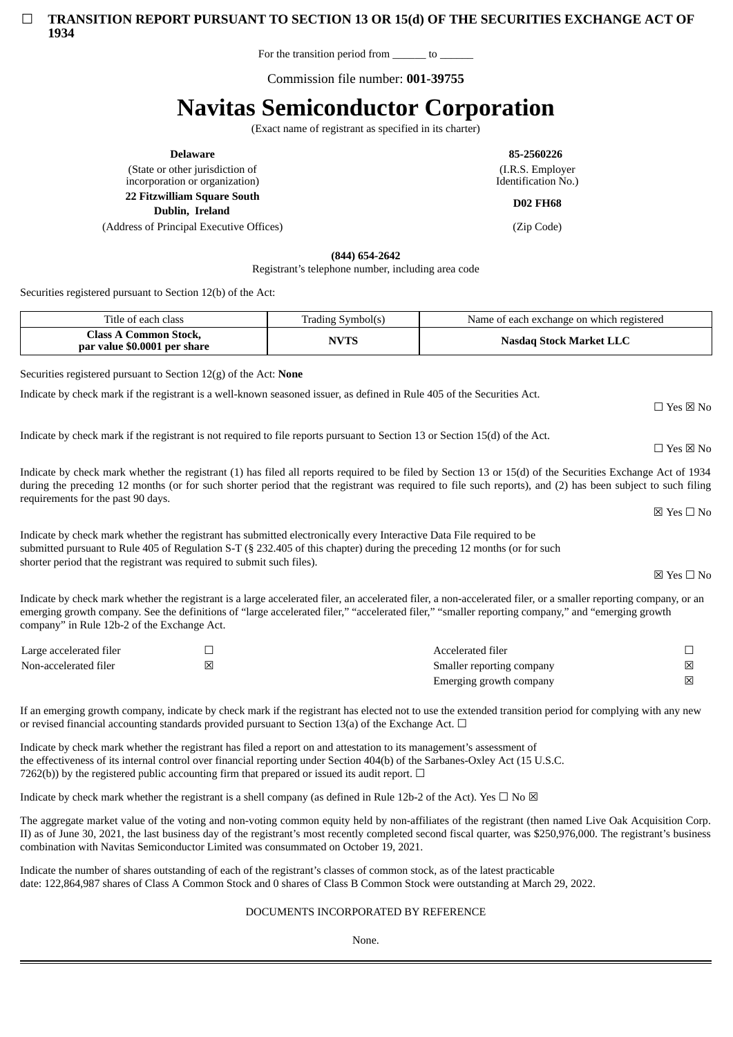☐ **TRANSITION REPORT PURSUANT TO SECTION 13 OR 15(d) OF THE SECURITIES EXCHANGE ACT OF 1934**

For the transition period from ______ to ______

Commission file number: **001-39755**

# Navitas Semiconductor Corporation

(Exact name of registrant as specified in its charter)

| | |
|---|---|
| **Delaware** | **85-2560226** |
| (State or other jurisdiction of incorporation or organization) | (I.R.S. Employer Identification No.) |
| **22 Fitzwilliam Square South Dublin, Ireland** | **D02 FH68** |
| (Address of Principal Executive Offices) | (Zip Code) |

**(844) 654-2642**

Registrant's telephone number, including area code

Securities registered pursuant to Section 12(b) of the Act:

| Title of each class | Trading Symbol(s) | Name of each exchange on which registered |
|---|---|---|
| **Class A Common Stock, par value $0.0001 per share** | **NVTS** | **Nasdaq Stock Market LLC** |

Securities registered pursuant to Section 12(g) of the Act: **None**

Indicate by check mark if the registrant is a well-known seasoned issuer, as defined in Rule 405 of the Securities Act.

☐ Yes ☒ No

Indicate by check mark if the registrant is not required to file reports pursuant to Section 13 or Section 15(d) of the Act.

☐ Yes ☒ No

Indicate by check mark whether the registrant (1) has filed all reports required to be filed by Section 13 or 15(d) of the Securities Exchange Act of 1934 during the preceding 12 months (or for such shorter period that the registrant was required to file such reports), and (2) has been subject to such filing requirements for the past 90 days.

☒ Yes ☐ No

Indicate by check mark whether the registrant has submitted electronically every Interactive Data File required to be submitted pursuant to Rule 405 of Regulation S-T (§ 232.405 of this chapter) during the preceding 12 months (or for such shorter period that the registrant was required to submit such files).

☒ Yes ☐ No

Indicate by check mark whether the registrant is a large accelerated filer, an accelerated filer, a non-accelerated filer, or a smaller reporting company, or an emerging growth company. See the definitions of "large accelerated filer," "accelerated filer," "smaller reporting company," and "emerging growth company" in Rule 12b-2 of the Exchange Act.

| | | | |
|---|---|---|---|
| Large accelerated filer | ☐ | Accelerated filer | ☐ |
| Non-accelerated filer | ☒ | Smaller reporting company | ☒ |
| | | Emerging growth company | ☒ |

If an emerging growth company, indicate by check mark if the registrant has elected not to use the extended transition period for complying with any new or revised financial accounting standards provided pursuant to Section 13(a) of the Exchange Act. ☐

Indicate by check mark whether the registrant has filed a report on and attestation to its management's assessment of the effectiveness of its internal control over financial reporting under Section 404(b) of the Sarbanes-Oxley Act (15 U.S.C. 7262(b)) by the registered public accounting firm that prepared or issued its audit report. ☐

Indicate by check mark whether the registrant is a shell company (as defined in Rule 12b-2 of the Act). Yes ☐ No ☒

The aggregate market value of the voting and non-voting common equity held by non-affiliates of the registrant (then named Live Oak Acquisition Corp. II) as of June 30, 2021, the last business day of the registrant's most recently completed second fiscal quarter, was $250,976,000. The registrant's business combination with Navitas Semiconductor Limited was consummated on October 19, 2021.

Indicate the number of shares outstanding of each of the registrant's classes of common stock, as of the latest practicable date: 122,864,987 shares of Class A Common Stock and 0 shares of Class B Common Stock were outstanding at March 29, 2022.

DOCUMENTS INCORPORATED BY REFERENCE

None.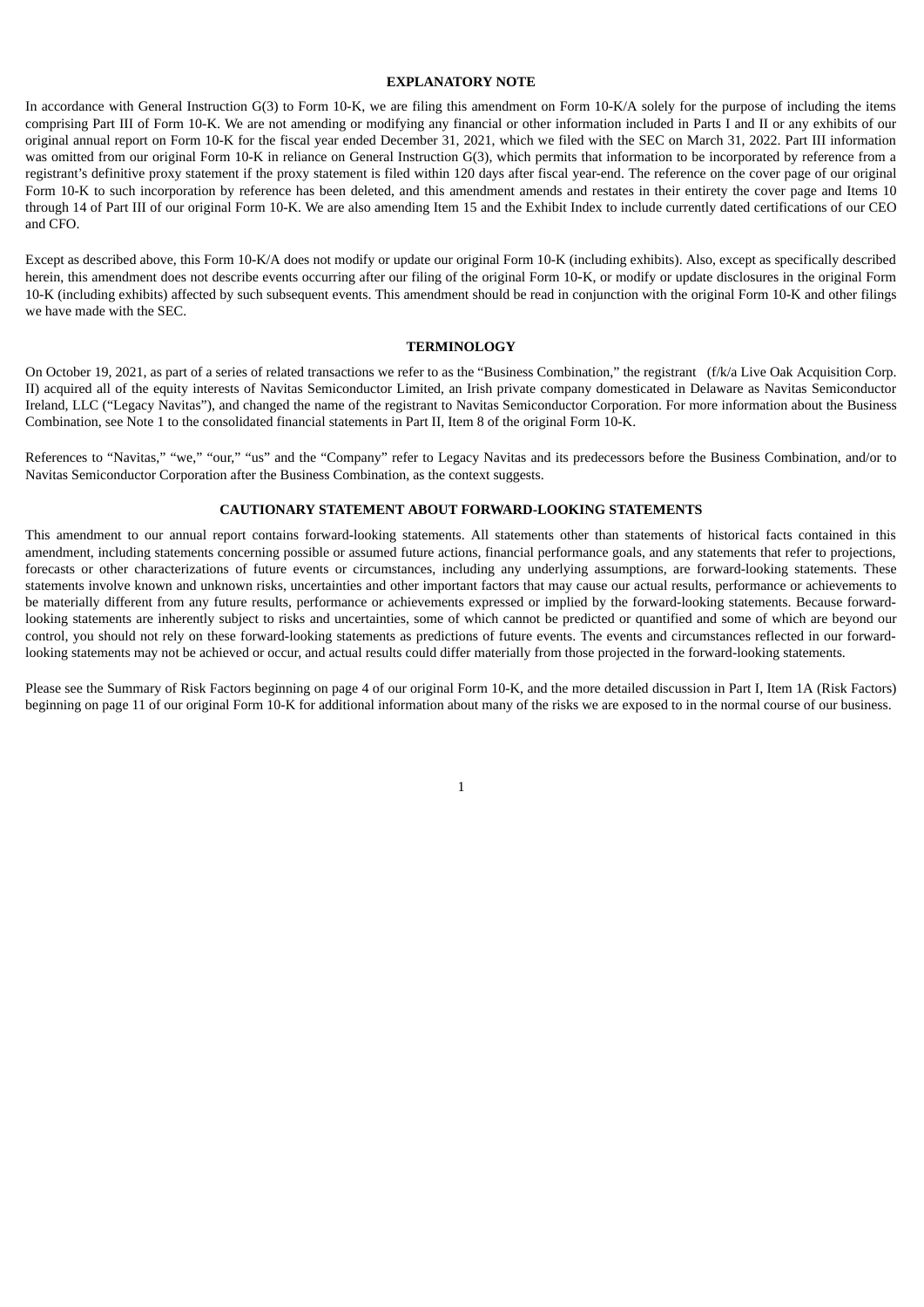## EXPLANATORY NOTE

In accordance with General Instruction G(3) to Form 10-K, we are filing this amendment on Form 10-K/A solely for the purpose of including the items comprising Part III of Form 10-K. We are not amending or modifying any financial or other information included in Parts I and II or any exhibits of our original annual report on Form 10-K for the fiscal year ended December 31, 2021, which we filed with the SEC on March 31, 2022. Part III information was omitted from our original Form 10-K in reliance on General Instruction G(3), which permits that information to be incorporated by reference from a registrant's definitive proxy statement if the proxy statement is filed within 120 days after fiscal year-end. The reference on the cover page of our original Form 10-K to such incorporation by reference has been deleted, and this amendment amends and restates in their entirety the cover page and Items 10 through 14 of Part III of our original Form 10-K. We are also amending Item 15 and the Exhibit Index to include currently dated certifications of our CEO and CFO.

Except as described above, this Form 10-K/A does not modify or update our original Form 10-K (including exhibits). Also, except as specifically described herein, this amendment does not describe events occurring after our filing of the original Form 10-K, or modify or update disclosures in the original Form 10-K (including exhibits) affected by such subsequent events. This amendment should be read in conjunction with the original Form 10-K and other filings we have made with the SEC.

## TERMINOLOGY

On October 19, 2021, as part of a series of related transactions we refer to as the "Business Combination," the registrant (f/k/a Live Oak Acquisition Corp. II) acquired all of the equity interests of Navitas Semiconductor Limited, an Irish private company domesticated in Delaware as Navitas Semiconductor Ireland, LLC ("Legacy Navitas"), and changed the name of the registrant to Navitas Semiconductor Corporation. For more information about the Business Combination, see Note 1 to the consolidated financial statements in Part II, Item 8 of the original Form 10-K.

References to "Navitas," "we," "our," "us" and the "Company" refer to Legacy Navitas and its predecessors before the Business Combination, and/or to Navitas Semiconductor Corporation after the Business Combination, as the context suggests.

## CAUTIONARY STATEMENT ABOUT FORWARD-LOOKING STATEMENTS

This amendment to our annual report contains forward-looking statements. All statements other than statements of historical facts contained in this amendment, including statements concerning possible or assumed future actions, financial performance goals, and any statements that refer to projections, forecasts or other characterizations of future events or circumstances, including any underlying assumptions, are forward-looking statements. These statements involve known and unknown risks, uncertainties and other important factors that may cause our actual results, performance or achievements to be materially different from any future results, performance or achievements expressed or implied by the forward-looking statements. Because forward-looking statements are inherently subject to risks and uncertainties, some of which cannot be predicted or quantified and some of which are beyond our control, you should not rely on these forward-looking statements as predictions of future events. The events and circumstances reflected in our forward-looking statements may not be achieved or occur, and actual results could differ materially from those projected in the forward-looking statements.

Please see the Summary of Risk Factors beginning on page 4 of our original Form 10-K, and the more detailed discussion in Part I, Item 1A (Risk Factors) beginning on page 11 of our original Form 10-K for additional information about many of the risks we are exposed to in the normal course of our business.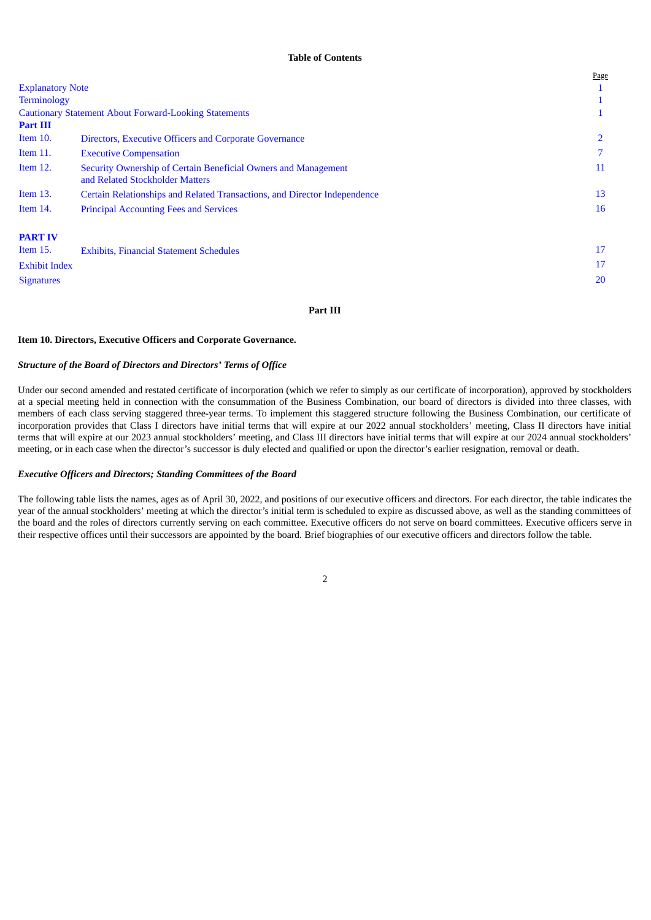**Table of Contents**

| | | Page |
|---|---|---|
| Explanatory Note | | 1 |
| Terminology | | 1 |
| Cautionary Statement About Forward-Looking Statements | | 1 |
| **Part III** | | |
| Item 10. | Directors, Executive Officers and Corporate Governance | 2 |
| Item 11. | Executive Compensation | 7 |
| Item 12. | Security Ownership of Certain Beneficial Owners and Management and Related Stockholder Matters | 11 |
| Item 13. | Certain Relationships and Related Transactions, and Director Independence | 13 |
| Item 14. | Principal Accounting Fees and Services | 16 |
| **PART IV** | | |
| Item 15. | Exhibits, Financial Statement Schedules | 17 |
| Exhibit Index | | 17 |
| Signatures | | 20 |

## Part III

### Item 10. Directors, Executive Officers and Corporate Governance.

***Structure of the Board of Directors and Directors' Terms of Office***

Under our second amended and restated certificate of incorporation (which we refer to simply as our certificate of incorporation), approved by stockholders at a special meeting held in connection with the consummation of the Business Combination, our board of directors is divided into three classes, with members of each class serving staggered three-year terms. To implement this staggered structure following the Business Combination, our certificate of incorporation provides that Class I directors have initial terms that will expire at our 2022 annual stockholders' meeting, Class II directors have initial terms that will expire at our 2023 annual stockholders' meeting, and Class III directors have initial terms that will expire at our 2024 annual stockholders' meeting, or in each case when the director's successor is duly elected and qualified or upon the director's earlier resignation, removal or death.

***Executive Officers and Directors; Standing Committees of the Board***

The following table lists the names, ages as of April 30, 2022, and positions of our executive officers and directors. For each director, the table indicates the year of the annual stockholders' meeting at which the director's initial term is scheduled to expire as discussed above, as well as the standing committees of the board and the roles of directors currently serving on each committee. Executive officers do not serve on board committees. Executive officers serve in their respective offices until their successors are appointed by the board. Brief biographies of our executive officers and directors follow the table.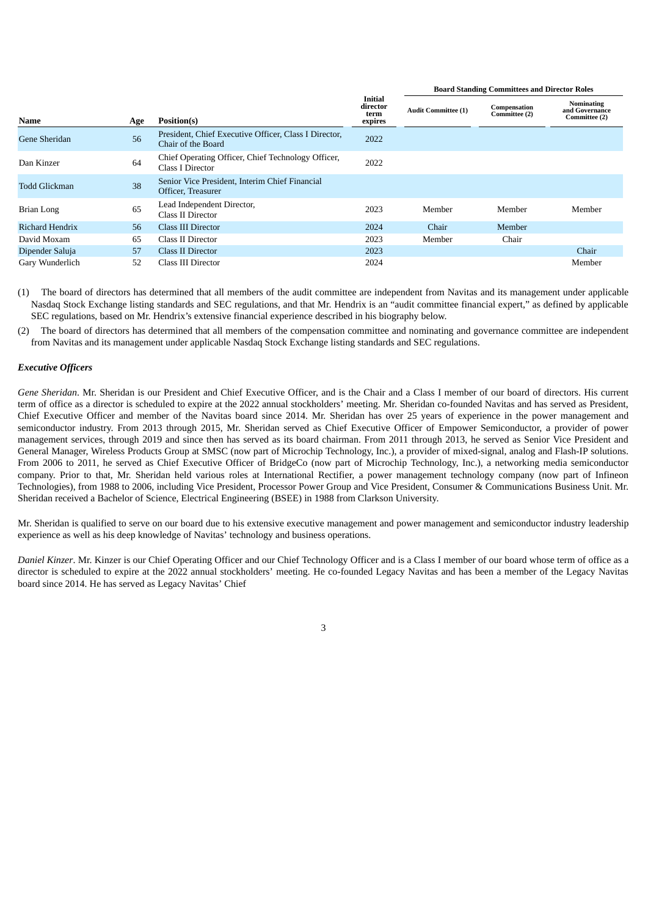| Name | Age | Position(s) | Initial director term expires | Board Standing Committees and Director Roles | | |
|---|---|---|---|---|---|---|
| | | | | Audit Committee (1) | Compensation Committee (2) | Nominating and Governance Committee (2) |
| Gene Sheridan | 56 | President, Chief Executive Officer, Class I Director, Chair of the Board | 2022 | | | |
| Dan Kinzer | 64 | Chief Operating Officer, Chief Technology Officer, Class I Director | 2022 | | | |
| Todd Glickman | 38 | Senior Vice President, Interim Chief Financial Officer, Treasurer | | | | |
| Brian Long | 65 | Lead Independent Director, Class II Director | 2023 | Member | Member | Member |
| Richard Hendrix | 56 | Class III Director | 2024 | Chair | Member | |
| David Moxam | 65 | Class II Director | 2023 | Member | Chair | |
| Dipender Saluja | 57 | Class II Director | 2023 | | | Chair |
| Gary Wunderlich | 52 | Class III Director | 2024 | | | Member |

(1) The board of directors has determined that all members of the audit committee are independent from Navitas and its management under applicable Nasdaq Stock Exchange listing standards and SEC regulations, and that Mr. Hendrix is an "audit committee financial expert," as defined by applicable SEC regulations, based on Mr. Hendrix's extensive financial experience described in his biography below.

(2) The board of directors has determined that all members of the compensation committee and nominating and governance committee are independent from Navitas and its management under applicable Nasdaq Stock Exchange listing standards and SEC regulations.

***Executive Officers***

*Gene Sheridan*. Mr. Sheridan is our President and Chief Executive Officer, and is the Chair and a Class I member of our board of directors. His current term of office as a director is scheduled to expire at the 2022 annual stockholders' meeting. Mr. Sheridan co-founded Navitas and has served as President, Chief Executive Officer and member of the Navitas board since 2014. Mr. Sheridan has over 25 years of experience in the power management and semiconductor industry. From 2013 through 2015, Mr. Sheridan served as Chief Executive Officer of Empower Semiconductor, a provider of power management services, through 2019 and since then has served as its board chairman. From 2011 through 2013, he served as Senior Vice President and General Manager, Wireless Products Group at SMSC (now part of Microchip Technology, Inc.), a provider of mixed-signal, analog and Flash-IP solutions. From 2006 to 2011, he served as Chief Executive Officer of BridgeCo (now part of Microchip Technology, Inc.), a networking media semiconductor company. Prior to that, Mr. Sheridan held various roles at International Rectifier, a power management technology company (now part of Infineon Technologies), from 1988 to 2006, including Vice President, Processor Power Group and Vice President, Consumer & Communications Business Unit. Mr. Sheridan received a Bachelor of Science, Electrical Engineering (BSEE) in 1988 from Clarkson University.

Mr. Sheridan is qualified to serve on our board due to his extensive executive management and power management and semiconductor industry leadership experience as well as his deep knowledge of Navitas' technology and business operations.

*Daniel Kinzer*. Mr. Kinzer is our Chief Operating Officer and our Chief Technology Officer and is a Class I member of our board whose term of office as a director is scheduled to expire at the 2022 annual stockholders' meeting. He co-founded Legacy Navitas and has been a member of the Legacy Navitas board since 2014. He has served as Legacy Navitas' Chief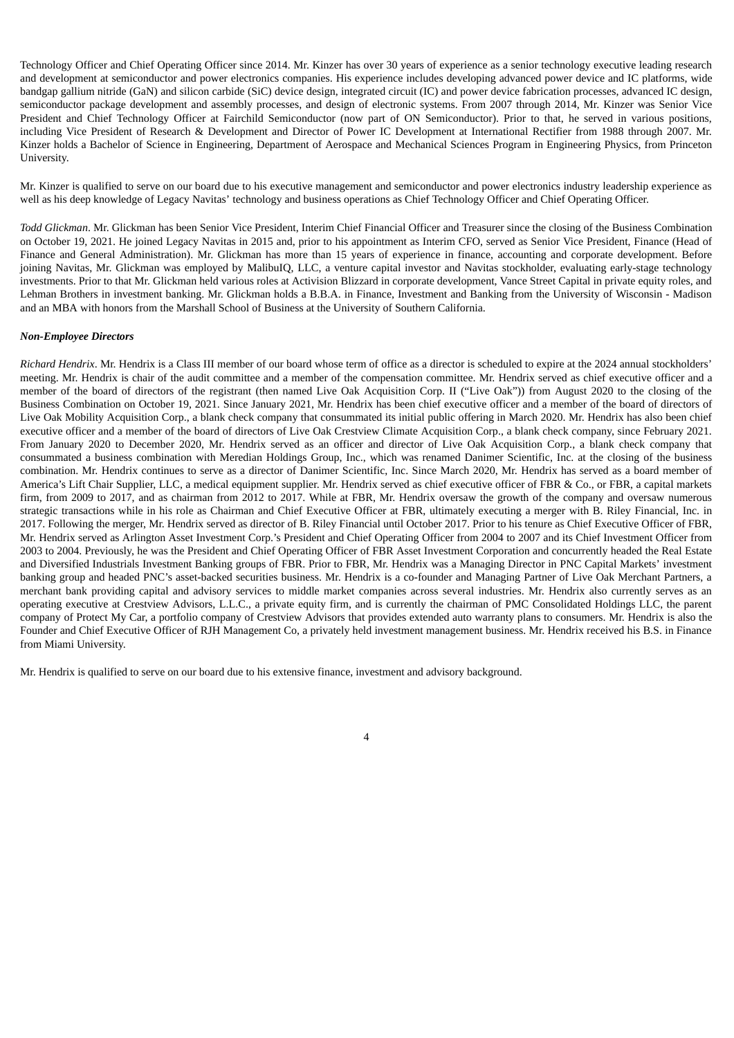Technology Officer and Chief Operating Officer since 2014. Mr. Kinzer has over 30 years of experience as a senior technology executive leading research and development at semiconductor and power electronics companies. His experience includes developing advanced power device and IC platforms, wide bandgap gallium nitride (GaN) and silicon carbide (SiC) device design, integrated circuit (IC) and power device fabrication processes, advanced IC design, semiconductor package development and assembly processes, and design of electronic systems. From 2007 through 2014, Mr. Kinzer was Senior Vice President and Chief Technology Officer at Fairchild Semiconductor (now part of ON Semiconductor). Prior to that, he served in various positions, including Vice President of Research & Development and Director of Power IC Development at International Rectifier from 1988 through 2007. Mr. Kinzer holds a Bachelor of Science in Engineering, Department of Aerospace and Mechanical Sciences Program in Engineering Physics, from Princeton University.

Mr. Kinzer is qualified to serve on our board due to his executive management and semiconductor and power electronics industry leadership experience as well as his deep knowledge of Legacy Navitas' technology and business operations as Chief Technology Officer and Chief Operating Officer.

*Todd Glickman*. Mr. Glickman has been Senior Vice President, Interim Chief Financial Officer and Treasurer since the closing of the Business Combination on October 19, 2021. He joined Legacy Navitas in 2015 and, prior to his appointment as Interim CFO, served as Senior Vice President, Finance (Head of Finance and General Administration). Mr. Glickman has more than 15 years of experience in finance, accounting and corporate development. Before joining Navitas, Mr. Glickman was employed by MalibuIQ, LLC, a venture capital investor and Navitas stockholder, evaluating early-stage technology investments. Prior to that Mr. Glickman held various roles at Activision Blizzard in corporate development, Vance Street Capital in private equity roles, and Lehman Brothers in investment banking. Mr. Glickman holds a B.B.A. in Finance, Investment and Banking from the University of Wisconsin - Madison and an MBA with honors from the Marshall School of Business at the University of Southern California.

***Non-Employee Directors***

*Richard Hendrix*. Mr. Hendrix is a Class III member of our board whose term of office as a director is scheduled to expire at the 2024 annual stockholders' meeting. Mr. Hendrix is chair of the audit committee and a member of the compensation committee. Mr. Hendrix served as chief executive officer and a member of the board of directors of the registrant (then named Live Oak Acquisition Corp. II ("Live Oak")) from August 2020 to the closing of the Business Combination on October 19, 2021. Since January 2021, Mr. Hendrix has been chief executive officer and a member of the board of directors of Live Oak Mobility Acquisition Corp., a blank check company that consummated its initial public offering in March 2020. Mr. Hendrix has also been chief executive officer and a member of the board of directors of Live Oak Crestview Climate Acquisition Corp., a blank check company, since February 2021. From January 2020 to December 2020, Mr. Hendrix served as an officer and director of Live Oak Acquisition Corp., a blank check company that consummated a business combination with Meredian Holdings Group, Inc., which was renamed Danimer Scientific, Inc. at the closing of the business combination. Mr. Hendrix continues to serve as a director of Danimer Scientific, Inc. Since March 2020, Mr. Hendrix has served as a board member of America's Lift Chair Supplier, LLC, a medical equipment supplier. Mr. Hendrix served as chief executive officer of FBR & Co., or FBR, a capital markets firm, from 2009 to 2017, and as chairman from 2012 to 2017. While at FBR, Mr. Hendrix oversaw the growth of the company and oversaw numerous strategic transactions while in his role as Chairman and Chief Executive Officer at FBR, ultimately executing a merger with B. Riley Financial, Inc. in 2017. Following the merger, Mr. Hendrix served as director of B. Riley Financial until October 2017. Prior to his tenure as Chief Executive Officer of FBR, Mr. Hendrix served as Arlington Asset Investment Corp.'s President and Chief Operating Officer from 2004 to 2007 and its Chief Investment Officer from 2003 to 2004. Previously, he was the President and Chief Operating Officer of FBR Asset Investment Corporation and concurrently headed the Real Estate and Diversified Industrials Investment Banking groups of FBR. Prior to FBR, Mr. Hendrix was a Managing Director in PNC Capital Markets' investment banking group and headed PNC's asset-backed securities business. Mr. Hendrix is a co-founder and Managing Partner of Live Oak Merchant Partners, a merchant bank providing capital and advisory services to middle market companies across several industries. Mr. Hendrix also currently serves as an operating executive at Crestview Advisors, L.L.C., a private equity firm, and is currently the chairman of PMC Consolidated Holdings LLC, the parent company of Protect My Car, a portfolio company of Crestview Advisors that provides extended auto warranty plans to consumers. Mr. Hendrix is also the Founder and Chief Executive Officer of RJH Management Co, a privately held investment management business. Mr. Hendrix received his B.S. in Finance from Miami University.

Mr. Hendrix is qualified to serve on our board due to his extensive finance, investment and advisory background.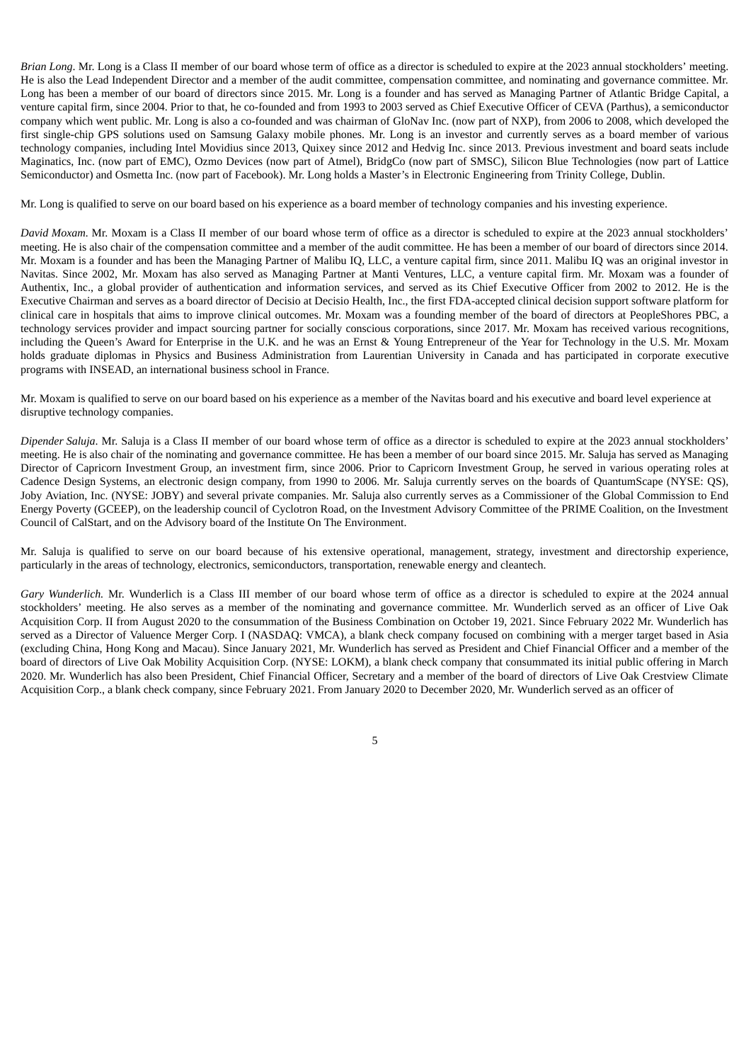*Brian Long*. Mr. Long is a Class II member of our board whose term of office as a director is scheduled to expire at the 2023 annual stockholders' meeting. He is also the Lead Independent Director and a member of the audit committee, compensation committee, and nominating and governance committee. Mr. Long has been a member of our board of directors since 2015. Mr. Long is a founder and has served as Managing Partner of Atlantic Bridge Capital, a venture capital firm, since 2004. Prior to that, he co-founded and from 1993 to 2003 served as Chief Executive Officer of CEVA (Parthus), a semiconductor company which went public. Mr. Long is also a co-founded and was chairman of GloNav Inc. (now part of NXP), from 2006 to 2008, which developed the first single-chip GPS solutions used on Samsung Galaxy mobile phones. Mr. Long is an investor and currently serves as a board member of various technology companies, including Intel Movidius since 2013, Quixey since 2012 and Hedvig Inc. since 2013. Previous investment and board seats include Maginatics, Inc. (now part of EMC), Ozmo Devices (now part of Atmel), BridgCo (now part of SMSC), Silicon Blue Technologies (now part of Lattice Semiconductor) and Osmetta Inc. (now part of Facebook). Mr. Long holds a Master's in Electronic Engineering from Trinity College, Dublin.

Mr. Long is qualified to serve on our board based on his experience as a board member of technology companies and his investing experience.

*David Moxam*. Mr. Moxam is a Class II member of our board whose term of office as a director is scheduled to expire at the 2023 annual stockholders' meeting. He is also chair of the compensation committee and a member of the audit committee. He has been a member of our board of directors since 2014. Mr. Moxam is a founder and has been the Managing Partner of Malibu IQ, LLC, a venture capital firm, since 2011. Malibu IQ was an original investor in Navitas. Since 2002, Mr. Moxam has also served as Managing Partner at Manti Ventures, LLC, a venture capital firm. Mr. Moxam was a founder of Authentix, Inc., a global provider of authentication and information services, and served as its Chief Executive Officer from 2002 to 2012. He is the Executive Chairman and serves as a board director of Decisio at Decisio Health, Inc., the first FDA-accepted clinical decision support software platform for clinical care in hospitals that aims to improve clinical outcomes. Mr. Moxam was a founding member of the board of directors at PeopleShores PBC, a technology services provider and impact sourcing partner for socially conscious corporations, since 2017. Mr. Moxam has received various recognitions, including the Queen's Award for Enterprise in the U.K. and he was an Ernst & Young Entrepreneur of the Year for Technology in the U.S. Mr. Moxam holds graduate diplomas in Physics and Business Administration from Laurentian University in Canada and has participated in corporate executive programs with INSEAD, an international business school in France.

Mr. Moxam is qualified to serve on our board based on his experience as a member of the Navitas board and his executive and board level experience at disruptive technology companies.

*Dipender Saluja*. Mr. Saluja is a Class II member of our board whose term of office as a director is scheduled to expire at the 2023 annual stockholders' meeting. He is also chair of the nominating and governance committee. He has been a member of our board since 2015. Mr. Saluja has served as Managing Director of Capricorn Investment Group, an investment firm, since 2006. Prior to Capricorn Investment Group, he served in various operating roles at Cadence Design Systems, an electronic design company, from 1990 to 2006. Mr. Saluja currently serves on the boards of QuantumScape (NYSE: QS), Joby Aviation, Inc. (NYSE: JOBY) and several private companies. Mr. Saluja also currently serves as a Commissioner of the Global Commission to End Energy Poverty (GCEEP), on the leadership council of Cyclotron Road, on the Investment Advisory Committee of the PRIME Coalition, on the Investment Council of CalStart, and on the Advisory board of the Institute On The Environment.

Mr. Saluja is qualified to serve on our board because of his extensive operational, management, strategy, investment and directorship experience, particularly in the areas of technology, electronics, semiconductors, transportation, renewable energy and cleantech.

*Gary Wunderlich.* Mr. Wunderlich is a Class III member of our board whose term of office as a director is scheduled to expire at the 2024 annual stockholders' meeting. He also serves as a member of the nominating and governance committee. Mr. Wunderlich served as an officer of Live Oak Acquisition Corp. II from August 2020 to the consummation of the Business Combination on October 19, 2021. Since February 2022 Mr. Wunderlich has served as a Director of Valuence Merger Corp. I (NASDAQ: VMCA), a blank check company focused on combining with a merger target based in Asia (excluding China, Hong Kong and Macau). Since January 2021, Mr. Wunderlich has served as President and Chief Financial Officer and a member of the board of directors of Live Oak Mobility Acquisition Corp. (NYSE: LOKM), a blank check company that consummated its initial public offering in March 2020. Mr. Wunderlich has also been President, Chief Financial Officer, Secretary and a member of the board of directors of Live Oak Crestview Climate Acquisition Corp., a blank check company, since February 2021. From January 2020 to December 2020, Mr. Wunderlich served as an officer of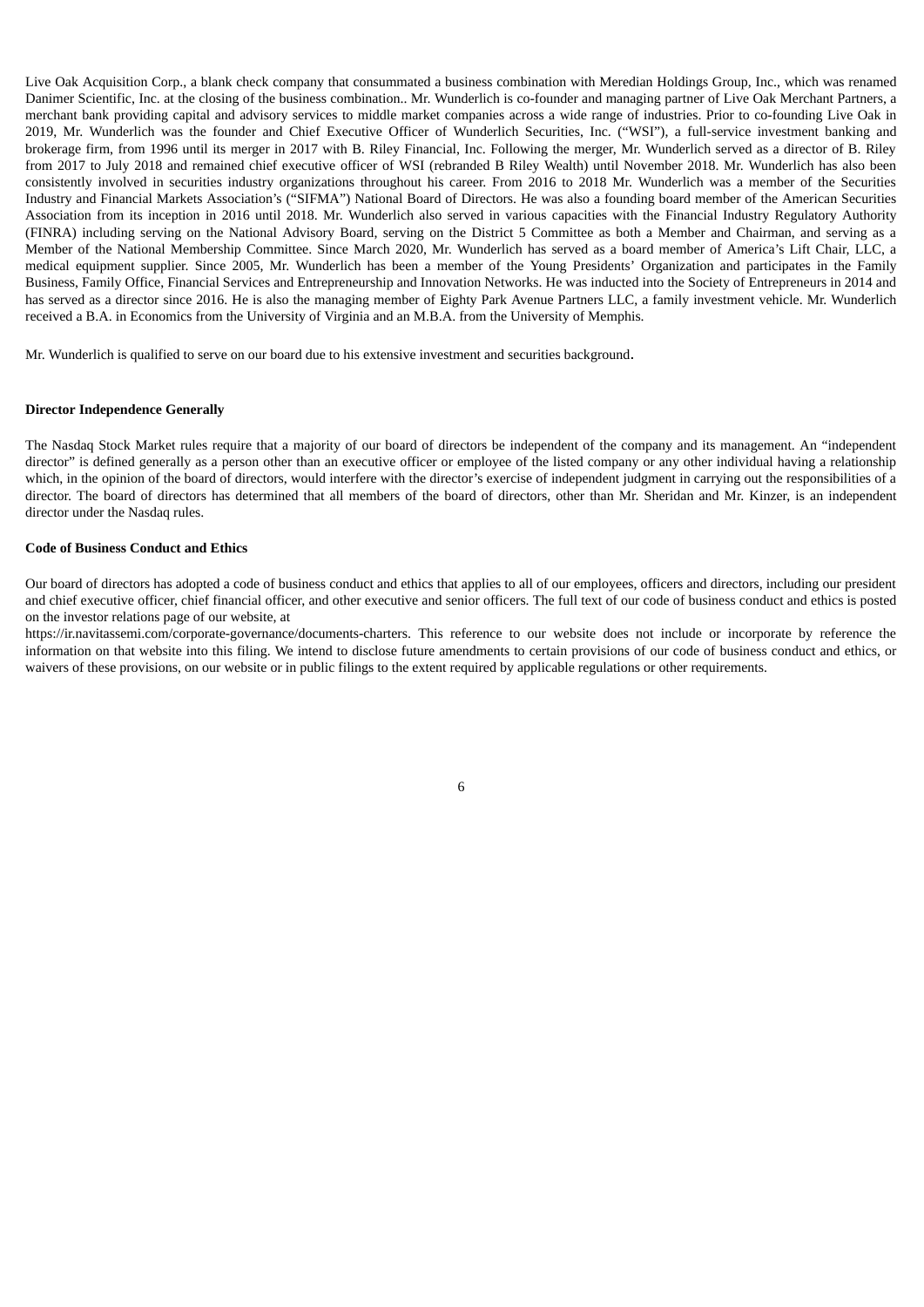Live Oak Acquisition Corp., a blank check company that consummated a business combination with Meredian Holdings Group, Inc., which was renamed Danimer Scientific, Inc. at the closing of the business combination.. Mr. Wunderlich is co-founder and managing partner of Live Oak Merchant Partners, a merchant bank providing capital and advisory services to middle market companies across a wide range of industries. Prior to co-founding Live Oak in 2019, Mr. Wunderlich was the founder and Chief Executive Officer of Wunderlich Securities, Inc. ("WSI"), a full-service investment banking and brokerage firm, from 1996 until its merger in 2017 with B. Riley Financial, Inc. Following the merger, Mr. Wunderlich served as a director of B. Riley from 2017 to July 2018 and remained chief executive officer of WSI (rebranded B Riley Wealth) until November 2018. Mr. Wunderlich has also been consistently involved in securities industry organizations throughout his career. From 2016 to 2018 Mr. Wunderlich was a member of the Securities Industry and Financial Markets Association's ("SIFMA") National Board of Directors. He was also a founding board member of the American Securities Association from its inception in 2016 until 2018. Mr. Wunderlich also served in various capacities with the Financial Industry Regulatory Authority (FINRA) including serving on the National Advisory Board, serving on the District 5 Committee as both a Member and Chairman, and serving as a Member of the National Membership Committee. Since March 2020, Mr. Wunderlich has served as a board member of America's Lift Chair, LLC, a medical equipment supplier. Since 2005, Mr. Wunderlich has been a member of the Young Presidents' Organization and participates in the Family Business, Family Office, Financial Services and Entrepreneurship and Innovation Networks. He was inducted into the Society of Entrepreneurs in 2014 and has served as a director since 2016. He is also the managing member of Eighty Park Avenue Partners LLC, a family investment vehicle. Mr. Wunderlich received a B.A. in Economics from the University of Virginia and an M.B.A. from the University of Memphis.

Mr. Wunderlich is qualified to serve on our board due to his extensive investment and securities background.

**Director Independence Generally**

The Nasdaq Stock Market rules require that a majority of our board of directors be independent of the company and its management. An "independent director" is defined generally as a person other than an executive officer or employee of the listed company or any other individual having a relationship which, in the opinion of the board of directors, would interfere with the director's exercise of independent judgment in carrying out the responsibilities of a director. The board of directors has determined that all members of the board of directors, other than Mr. Sheridan and Mr. Kinzer, is an independent director under the Nasdaq rules.

**Code of Business Conduct and Ethics**

Our board of directors has adopted a code of business conduct and ethics that applies to all of our employees, officers and directors, including our president and chief executive officer, chief financial officer, and other executive and senior officers. The full text of our code of business conduct and ethics is posted on the investor relations page of our website, at https://ir.navitassemi.com/corporate-governance/documents-charters. This reference to our website does not include or incorporate by reference the information on that website into this filing. We intend to disclose future amendments to certain provisions of our code of business conduct and ethics, or waivers of these provisions, on our website or in public filings to the extent required by applicable regulations or other requirements.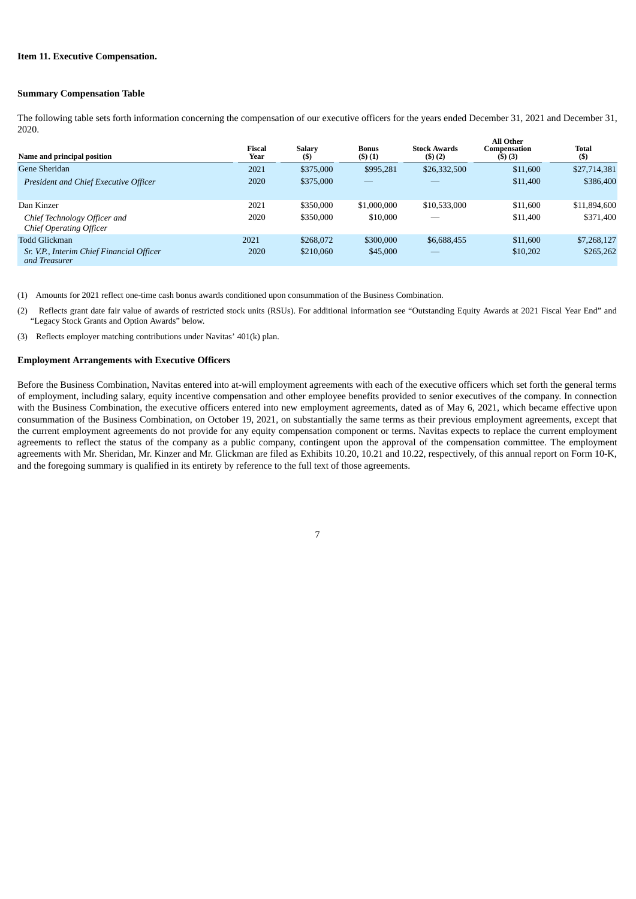**Item 11. Executive Compensation.**

**Summary Compensation Table**

The following table sets forth information concerning the compensation of our executive officers for the years ended December 31, 2021 and December 31, 2020.

| Name and principal position | Fiscal Year | Salary ($) | Bonus ($) (1) | Stock Awards ($) (2) | All Other Compensation ($) (3) | Total ($) |
|---|---|---|---|---|---|---|
| Gene Sheridan | 2021 | $375,000 | $995,281 | $26,332,500 | $11,600 | $27,714,381 |
| *President and Chief Executive Officer* | 2020 | $375,000 | — | — | $11,400 | $386,400 |
| Dan Kinzer | 2021 | $350,000 | $1,000,000 | $10,533,000 | $11,600 | $11,894,600 |
| *Chief Technology Officer and Chief Operating Officer* | 2020 | $350,000 | $10,000 | — | $11,400 | $371,400 |
| Todd Glickman | 2021 | $268,072 | $300,000 | $6,688,455 | $11,600 | $7,268,127 |
| *Sr. V.P., Interim Chief Financial Officer and Treasurer* | 2020 | $210,060 | $45,000 | — | $10,202 | $265,262 |

(1) Amounts for 2021 reflect one-time cash bonus awards conditioned upon consummation of the Business Combination.

(2) Reflects grant date fair value of awards of restricted stock units (RSUs). For additional information see "Outstanding Equity Awards at 2021 Fiscal Year End" and "Legacy Stock Grants and Option Awards" below.

(3) Reflects employer matching contributions under Navitas' 401(k) plan.

**Employment Arrangements with Executive Officers**

Before the Business Combination, Navitas entered into at-will employment agreements with each of the executive officers which set forth the general terms of employment, including salary, equity incentive compensation and other employee benefits provided to senior executives of the company. In connection with the Business Combination, the executive officers entered into new employment agreements, dated as of May 6, 2021, which became effective upon consummation of the Business Combination, on October 19, 2021, on substantially the same terms as their previous employment agreements, except that the current employment agreements do not provide for any equity compensation component or terms. Navitas expects to replace the current employment agreements to reflect the status of the company as a public company, contingent upon the approval of the compensation committee. The employment agreements with Mr. Sheridan, Mr. Kinzer and Mr. Glickman are filed as Exhibits 10.20, 10.21 and 10.22, respectively, of this annual report on Form 10-K, and the foregoing summary is qualified in its entirety by reference to the full text of those agreements.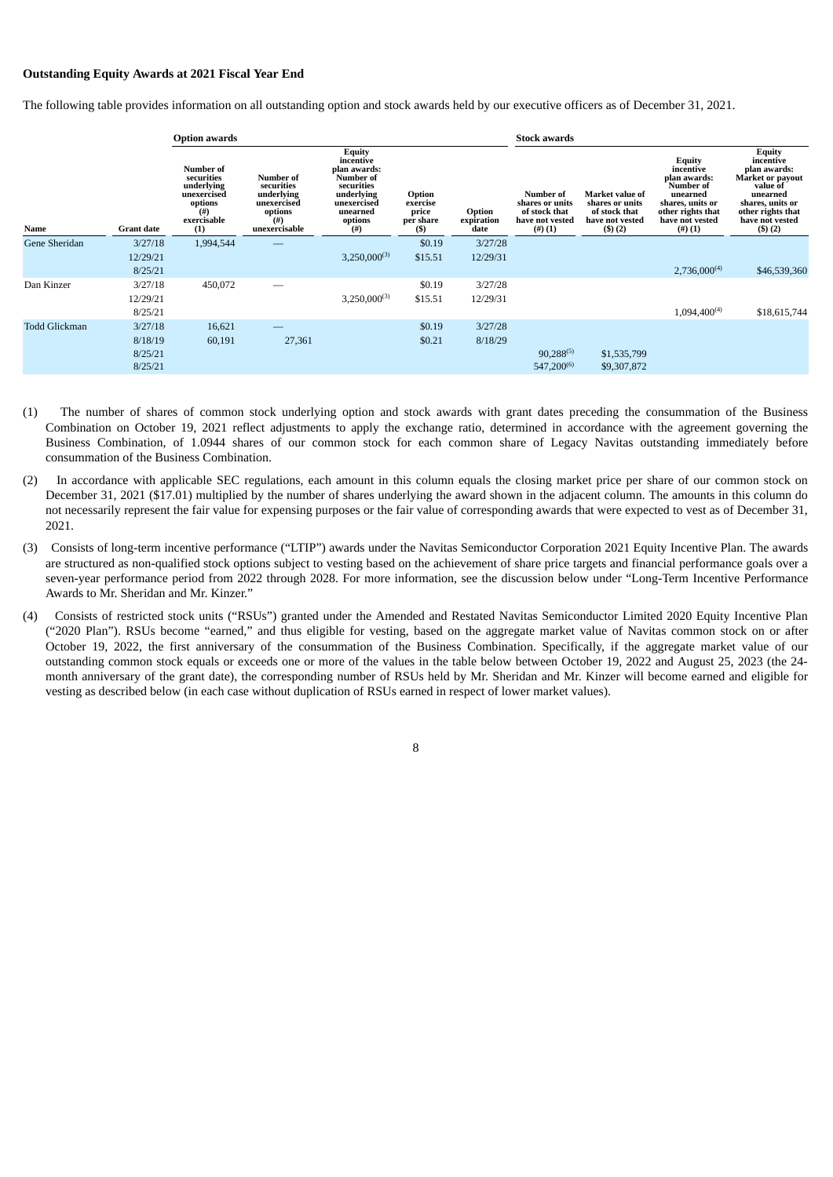**Outstanding Equity Awards at 2021 Fiscal Year End**

The following table provides information on all outstanding option and stock awards held by our executive officers as of December 31, 2021.

| | | Option awards | | | | | Stock awards | | | |
|---|---|---|---|---|---|---|---|---|---|---|
| Name | Grant date | Number of securities underlying unexercised options (#) exercisable (1) | Number of securities underlying unexercised options (#) unexercisable | Equity incentive plan awards: Number of securities underlying unexercised unearned options (#) | Option exercise price per share ($) | Option expiration date | Number of shares or units of stock that have not vested (#) (1) | Market value of shares or units of stock that have not vested ($) (2) | Equity incentive plan awards: Number of unearned shares, units or other rights that have not vested (#) (1) | Equity incentive plan awards: Market or payout value of unearned shares, units or other rights that have not vested ($) (2) |
| Gene Sheridan | 3/27/18 | 1,994,544 | — | | $0.19 | 3/27/28 | | | | |
| | 12/29/21 | | | 3,250,000(3) | $15.51 | 12/29/31 | | | | |
| | 8/25/21 | | | | | | | | 2,736,000(4) | $46,539,360 |
| Dan Kinzer | 3/27/18 | 450,072 | — | | $0.19 | 3/27/28 | | | | |
| | 12/29/21 | | | 3,250,000(3) | $15.51 | 12/29/31 | | | | |
| | 8/25/21 | | | | | | | | 1,094,400(4) | $18,615,744 |
| Todd Glickman | 3/27/18 | 16,621 | — | | $0.19 | 3/27/28 | | | | |
| | 8/18/19 | 60,191 | 27,361 | | $0.21 | 8/18/29 | | | | |
| | 8/25/21 | | | | | | 90,288(5) | $1,535,799 | | |
| | 8/25/21 | | | | | | 547,200(6) | $9,307,872 | | |

(1) The number of shares of common stock underlying option and stock awards with grant dates preceding the consummation of the Business Combination on October 19, 2021 reflect adjustments to apply the exchange ratio, determined in accordance with the agreement governing the Business Combination, of 1.0944 shares of our common stock for each common share of Legacy Navitas outstanding immediately before consummation of the Business Combination.

(2) In accordance with applicable SEC regulations, each amount in this column equals the closing market price per share of our common stock on December 31, 2021 ($17.01) multiplied by the number of shares underlying the award shown in the adjacent column. The amounts in this column do not necessarily represent the fair value for expensing purposes or the fair value of corresponding awards that were expected to vest as of December 31, 2021.

(3) Consists of long-term incentive performance ("LTIP") awards under the Navitas Semiconductor Corporation 2021 Equity Incentive Plan. The awards are structured as non-qualified stock options subject to vesting based on the achievement of share price targets and financial performance goals over a seven-year performance period from 2022 through 2028. For more information, see the discussion below under "Long-Term Incentive Performance Awards to Mr. Sheridan and Mr. Kinzer."

(4) Consists of restricted stock units ("RSUs") granted under the Amended and Restated Navitas Semiconductor Limited 2020 Equity Incentive Plan ("2020 Plan"). RSUs become "earned," and thus eligible for vesting, based on the aggregate market value of Navitas common stock on or after October 19, 2022, the first anniversary of the consummation of the Business Combination. Specifically, if the aggregate market value of our outstanding common stock equals or exceeds one or more of the values in the table below between October 19, 2022 and August 25, 2023 (the 24-month anniversary of the grant date), the corresponding number of RSUs held by Mr. Sheridan and Mr. Kinzer will become earned and eligible for vesting as described below (in each case without duplication of RSUs earned in respect of lower market values).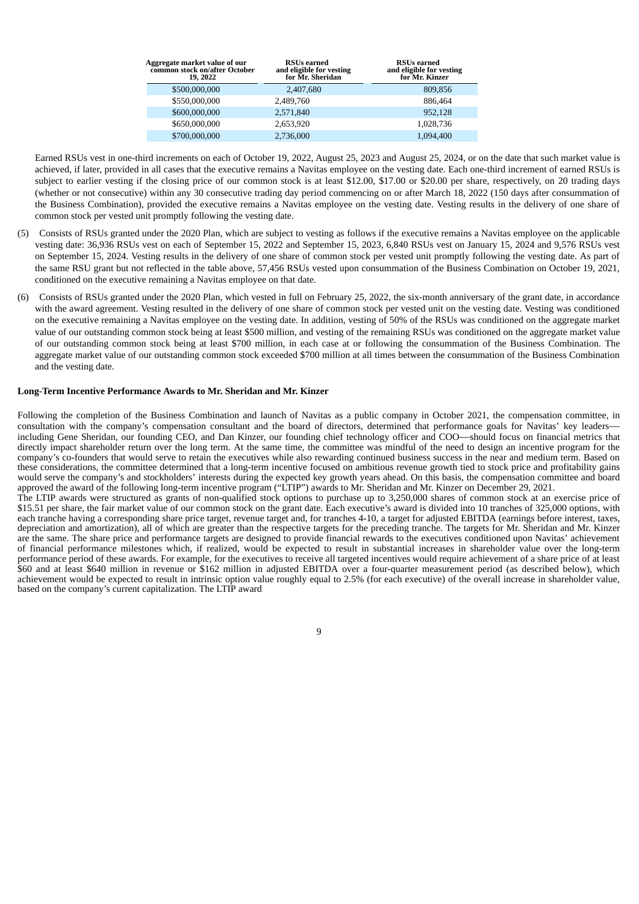| Aggregate market value of our common stock on/after October 19, 2022 | RSUs earned and eligible for vesting for Mr. Sheridan | RSUs earned and eligible for vesting for Mr. Kinzer |
|---|---|---|
| $500,000,000 | 2,407,680 | 809,856 |
| $550,000,000 | 2,489,760 | 886,464 |
| $600,000,000 | 2,571,840 | 952,128 |
| $650,000,000 | 2,653,920 | 1,028,736 |
| $700,000,000 | 2,736,000 | 1,094,400 |

Earned RSUs vest in one-third increments on each of October 19, 2022, August 25, 2023 and August 25, 2024, or on the date that such market value is achieved, if later, provided in all cases that the executive remains a Navitas employee on the vesting date. Each one-third increment of earned RSUs is subject to earlier vesting if the closing price of our common stock is at least $12.00, $17.00 or $20.00 per share, respectively, on 20 trading days (whether or not consecutive) within any 30 consecutive trading day period commencing on or after March 18, 2022 (150 days after consummation of the Business Combination), provided the executive remains a Navitas employee on the vesting date. Vesting results in the delivery of one share of common stock per vested unit promptly following the vesting date.

(5) Consists of RSUs granted under the 2020 Plan, which are subject to vesting as follows if the executive remains a Navitas employee on the applicable vesting date: 36,936 RSUs vest on each of September 15, 2022 and September 15, 2023, 6,840 RSUs vest on January 15, 2024 and 9,576 RSUs vest on September 15, 2024. Vesting results in the delivery of one share of common stock per vested unit promptly following the vesting date. As part of the same RSU grant but not reflected in the table above, 57,456 RSUs vested upon consummation of the Business Combination on October 19, 2021, conditioned on the executive remaining a Navitas employee on that date.

(6) Consists of RSUs granted under the 2020 Plan, which vested in full on February 25, 2022, the six-month anniversary of the grant date, in accordance with the award agreement. Vesting resulted in the delivery of one share of common stock per vested unit on the vesting date. Vesting was conditioned on the executive remaining a Navitas employee on the vesting date. In addition, vesting of 50% of the RSUs was conditioned on the aggregate market value of our outstanding common stock being at least $500 million, and vesting of the remaining RSUs was conditioned on the aggregate market value of our outstanding common stock being at least $700 million, in each case at or following the consummation of the Business Combination. The aggregate market value of our outstanding common stock exceeded $700 million at all times between the consummation of the Business Combination and the vesting date.

**Long-Term Incentive Performance Awards to Mr. Sheridan and Mr. Kinzer**

Following the completion of the Business Combination and launch of Navitas as a public company in October 2021, the compensation committee, in consultation with the company's compensation consultant and the board of directors, determined that performance goals for Navitas' key leaders—including Gene Sheridan, our founding CEO, and Dan Kinzer, our founding chief technology officer and COO—should focus on financial metrics that directly impact shareholder return over the long term. At the same time, the committee was mindful of the need to design an incentive program for the company's co-founders that would serve to retain the executives while also rewarding continued business success in the near and medium term. Based on these considerations, the committee determined that a long-term incentive focused on ambitious revenue growth tied to stock price and profitability gains would serve the company's and stockholders' interests during the expected key growth years ahead. On this basis, the compensation committee and board approved the award of the following long-term incentive program ("LTIP") awards to Mr. Sheridan and Mr. Kinzer on December 29, 2021.

The LTIP awards were structured as grants of non-qualified stock options to purchase up to 3,250,000 shares of common stock at an exercise price of $15.51 per share, the fair market value of our common stock on the grant date. Each executive's award is divided into 10 tranches of 325,000 options, with each tranche having a corresponding share price target, revenue target and, for tranches 4-10, a target for adjusted EBITDA (earnings before interest, taxes, depreciation and amortization), all of which are greater than the respective targets for the preceding tranche. The targets for Mr. Sheridan and Mr. Kinzer are the same. The share price and performance targets are designed to provide financial rewards to the executives conditioned upon Navitas' achievement of financial performance milestones which, if realized, would be expected to result in substantial increases in shareholder value over the long-term performance period of these awards. For example, for the executives to receive all targeted incentives would require achievement of a share price of at least $60 and at least $640 million in revenue or $162 million in adjusted EBITDA over a four-quarter measurement period (as described below), which achievement would be expected to result in intrinsic option value roughly equal to 2.5% (for each executive) of the overall increase in shareholder value, based on the company's current capitalization. The LTIP award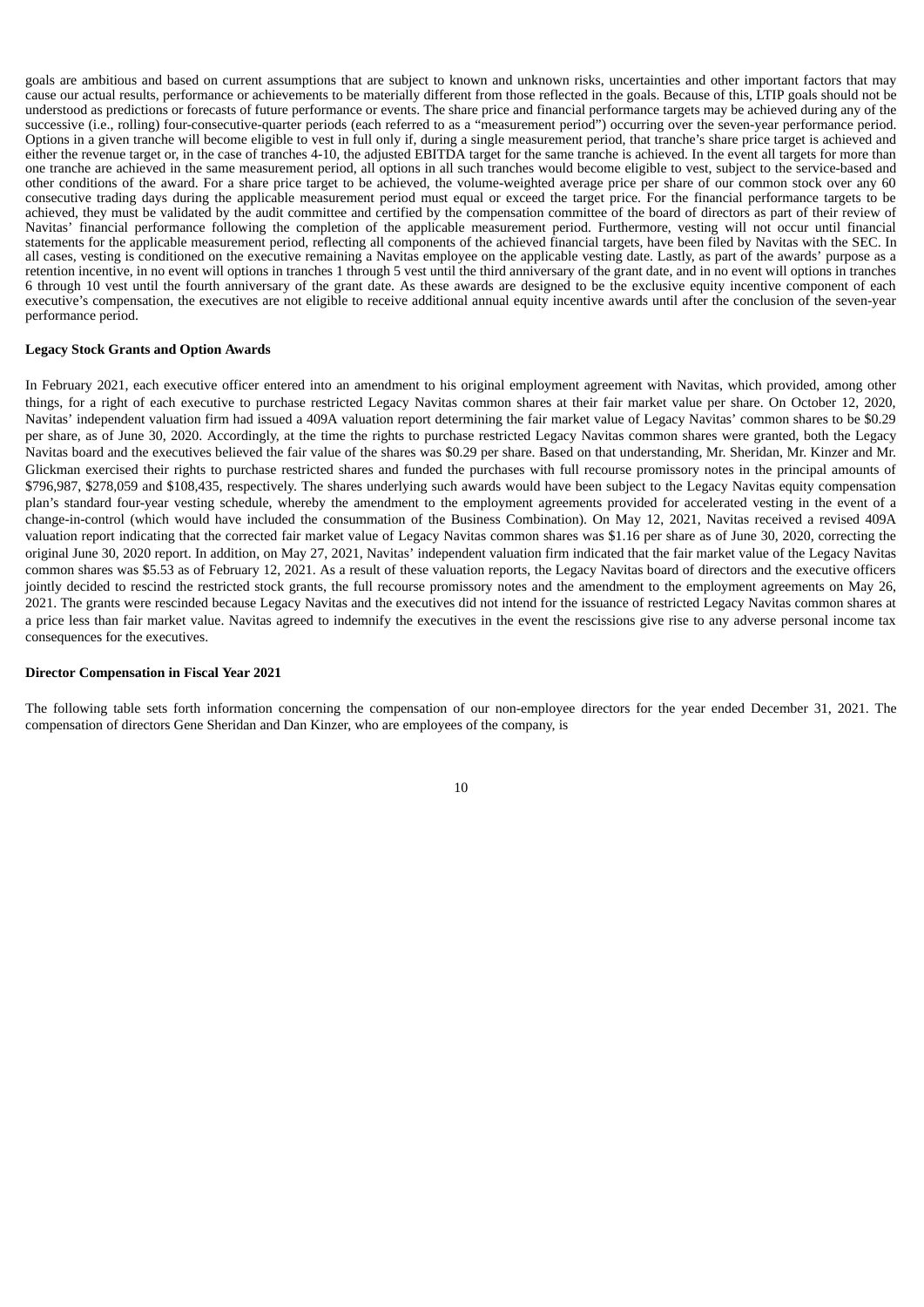goals are ambitious and based on current assumptions that are subject to known and unknown risks, uncertainties and other important factors that may cause our actual results, performance or achievements to be materially different from those reflected in the goals. Because of this, LTIP goals should not be understood as predictions or forecasts of future performance or events. The share price and financial performance targets may be achieved during any of the successive (i.e., rolling) four-consecutive-quarter periods (each referred to as a "measurement period") occurring over the seven-year performance period. Options in a given tranche will become eligible to vest in full only if, during a single measurement period, that tranche's share price target is achieved and either the revenue target or, in the case of tranches 4-10, the adjusted EBITDA target for the same tranche is achieved. In the event all targets for more than one tranche are achieved in the same measurement period, all options in all such tranches would become eligible to vest, subject to the service-based and other conditions of the award. For a share price target to be achieved, the volume-weighted average price per share of our common stock over any 60 consecutive trading days during the applicable measurement period must equal or exceed the target price. For the financial performance targets to be achieved, they must be validated by the audit committee and certified by the compensation committee of the board of directors as part of their review of Navitas' financial performance following the completion of the applicable measurement period. Furthermore, vesting will not occur until financial statements for the applicable measurement period, reflecting all components of the achieved financial targets, have been filed by Navitas with the SEC. In all cases, vesting is conditioned on the executive remaining a Navitas employee on the applicable vesting date. Lastly, as part of the awards' purpose as a retention incentive, in no event will options in tranches 1 through 5 vest until the third anniversary of the grant date, and in no event will options in tranches 6 through 10 vest until the fourth anniversary of the grant date. As these awards are designed to be the exclusive equity incentive component of each executive's compensation, the executives are not eligible to receive additional annual equity incentive awards until after the conclusion of the seven-year performance period.

**Legacy Stock Grants and Option Awards**

In February 2021, each executive officer entered into an amendment to his original employment agreement with Navitas, which provided, among other things, for a right of each executive to purchase restricted Legacy Navitas common shares at their fair market value per share. On October 12, 2020, Navitas' independent valuation firm had issued a 409A valuation report determining the fair market value of Legacy Navitas' common shares to be $0.29 per share, as of June 30, 2020. Accordingly, at the time the rights to purchase restricted Legacy Navitas common shares were granted, both the Legacy Navitas board and the executives believed the fair value of the shares was $0.29 per share. Based on that understanding, Mr. Sheridan, Mr. Kinzer and Mr. Glickman exercised their rights to purchase restricted shares and funded the purchases with full recourse promissory notes in the principal amounts of $796,987, $278,059 and $108,435, respectively. The shares underlying such awards would have been subject to the Legacy Navitas equity compensation plan's standard four-year vesting schedule, whereby the amendment to the employment agreements provided for accelerated vesting in the event of a change-in-control (which would have included the consummation of the Business Combination). On May 12, 2021, Navitas received a revised 409A valuation report indicating that the corrected fair market value of Legacy Navitas common shares was $1.16 per share as of June 30, 2020, correcting the original June 30, 2020 report. In addition, on May 27, 2021, Navitas' independent valuation firm indicated that the fair market value of the Legacy Navitas common shares was $5.53 as of February 12, 2021. As a result of these valuation reports, the Legacy Navitas board of directors and the executive officers jointly decided to rescind the restricted stock grants, the full recourse promissory notes and the amendment to the employment agreements on May 26, 2021. The grants were rescinded because Legacy Navitas and the executives did not intend for the issuance of restricted Legacy Navitas common shares at a price less than fair market value. Navitas agreed to indemnify the executives in the event the rescissions give rise to any adverse personal income tax consequences for the executives.

**Director Compensation in Fiscal Year 2021**

The following table sets forth information concerning the compensation of our non-employee directors for the year ended December 31, 2021. The compensation of directors Gene Sheridan and Dan Kinzer, who are employees of the company, is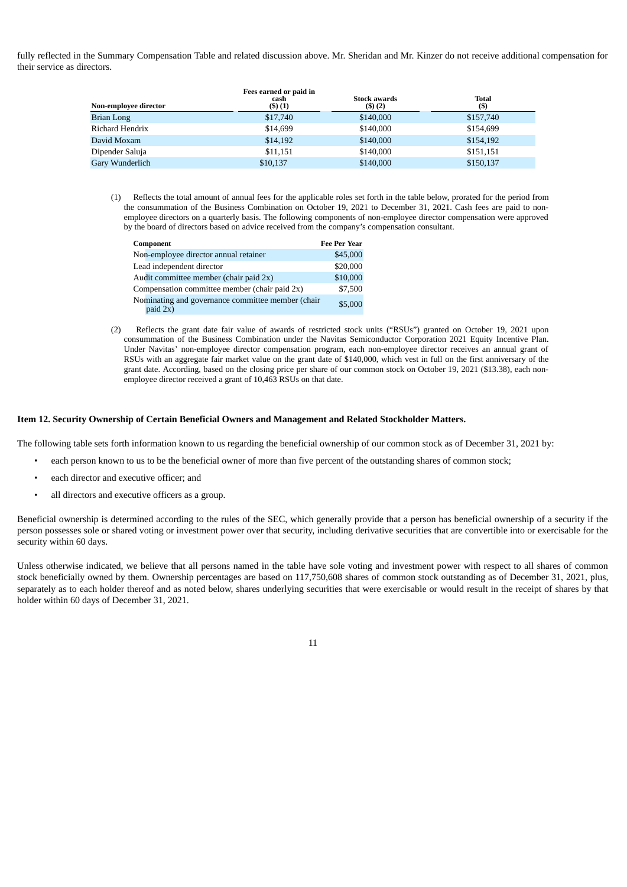fully reflected in the Summary Compensation Table and related discussion above. Mr. Sheridan and Mr. Kinzer do not receive additional compensation for their service as directors.

| Non-employee director | Fees earned or paid in cash ($) (1) | Stock awards ($) (2) | Total ($) |
|---|---|---|---|
| Brian Long | $17,740 | $140,000 | $157,740 |
| Richard Hendrix | $14,699 | $140,000 | $154,699 |
| David Moxam | $14,192 | $140,000 | $154,192 |
| Dipender Saluja | $11,151 | $140,000 | $151,151 |
| Gary Wunderlich | $10,137 | $140,000 | $150,137 |

(1) Reflects the total amount of annual fees for the applicable roles set forth in the table below, prorated for the period from the consummation of the Business Combination on October 19, 2021 to December 31, 2021. Cash fees are paid to non-employee directors on a quarterly basis. The following components of non-employee director compensation were approved by the board of directors based on advice received from the company's compensation consultant.

| Component | Fee Per Year |
|---|---|
| Non-employee director annual retainer | $45,000 |
| Lead independent director | $20,000 |
| Audit committee member (chair paid 2x) | $10,000 |
| Compensation committee member (chair paid 2x) | $7,500 |
| Nominating and governance committee member (chair paid 2x) | $5,000 |

(2) Reflects the grant date fair value of awards of restricted stock units ("RSUs") granted on October 19, 2021 upon consummation of the Business Combination under the Navitas Semiconductor Corporation 2021 Equity Incentive Plan. Under Navitas' non-employee director compensation program, each non-employee director receives an annual grant of RSUs with an aggregate fair market value on the grant date of $140,000, which vest in full on the first anniversary of the grant date. According, based on the closing price per share of our common stock on October 19, 2021 ($13.38), each non-employee director received a grant of 10,463 RSUs on that date.

**Item 12. Security Ownership of Certain Beneficial Owners and Management and Related Stockholder Matters.**

The following table sets forth information known to us regarding the beneficial ownership of our common stock as of December 31, 2021 by:

- each person known to us to be the beneficial owner of more than five percent of the outstanding shares of common stock;
- each director and executive officer; and
- all directors and executive officers as a group.

Beneficial ownership is determined according to the rules of the SEC, which generally provide that a person has beneficial ownership of a security if the person possesses sole or shared voting or investment power over that security, including derivative securities that are convertible into or exercisable for the security within 60 days.

Unless otherwise indicated, we believe that all persons named in the table have sole voting and investment power with respect to all shares of common stock beneficially owned by them. Ownership percentages are based on 117,750,608 shares of common stock outstanding as of December 31, 2021, plus, separately as to each holder thereof and as noted below, shares underlying securities that were exercisable or would result in the receipt of shares by that holder within 60 days of December 31, 2021.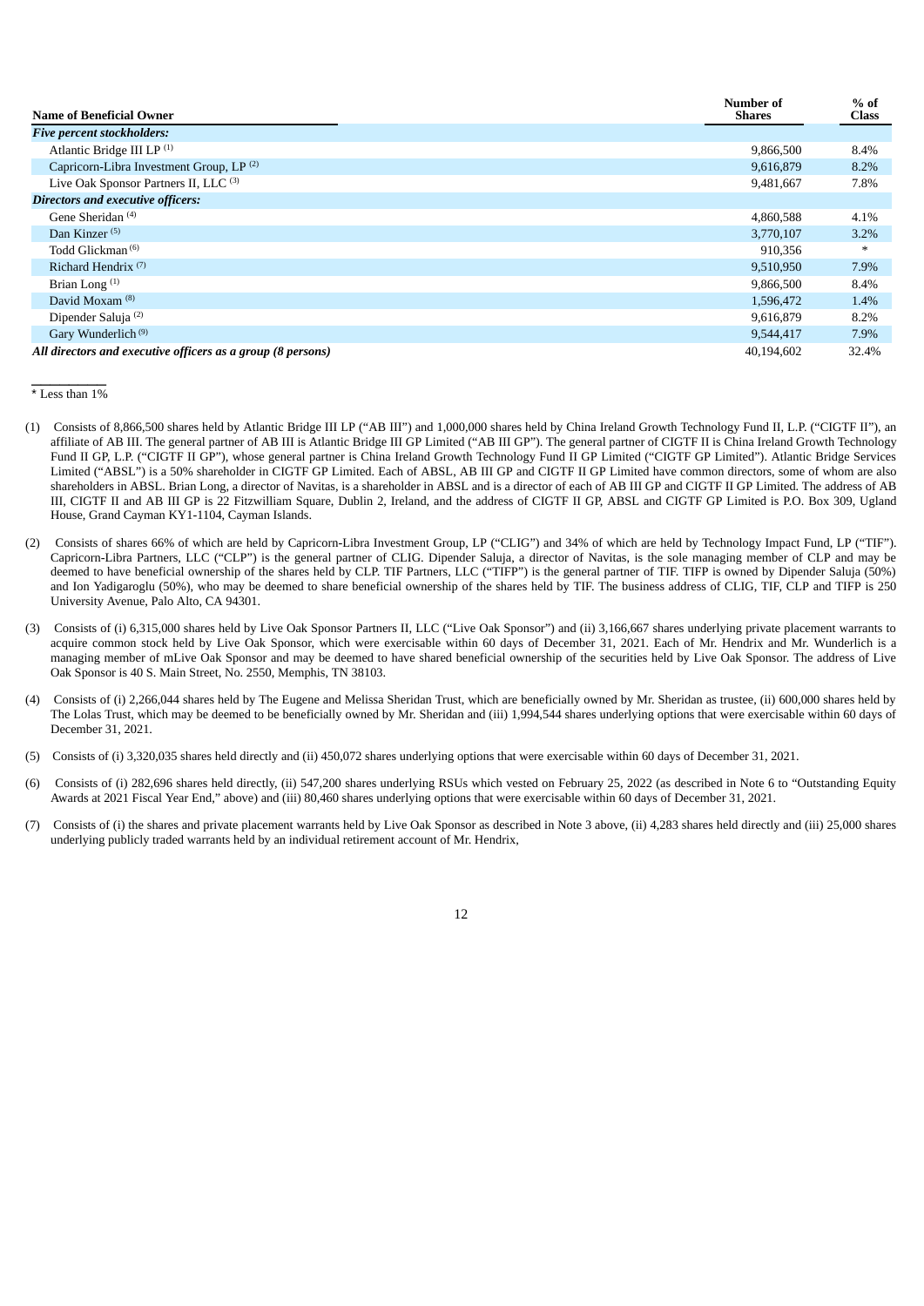| Name of Beneficial Owner | Number of Shares | % of Class |
|---|---|---|
| ***Five percent stockholders:*** | | |
| Atlantic Bridge III LP [(1)] | 9,866,500 | 8.4% |
| Capricorn-Libra Investment Group, LP [(2)] | 9,616,879 | 8.2% |
| Live Oak Sponsor Partners II, LLC [(3)] | 9,481,667 | 7.8% |
| ***Directors and executive officers:*** | | |
| Gene Sheridan [(4)] | 4,860,588 | 4.1% |
| Dan Kinzer [(5)] | 3,770,107 | 3.2% |
| Todd Glickman [(6)] | 910,356 | * |
| Richard Hendrix [(7)] | 9,510,950 | 7.9% |
| Brian Long [(1)] | 9,866,500 | 8.4% |
| David Moxam [(8)] | 1,596,472 | 1.4% |
| Dipender Saluja [(2)] | 9,616,879 | 8.2% |
| Gary Wunderlich [(9)] | 9,544,417 | 7.9% |
| ***All directors and executive officers as a group (8 persons)*** | 40,194,602 | 32.4% |

* Less than 1%

(1) Consists of 8,866,500 shares held by Atlantic Bridge III LP ("AB III") and 1,000,000 shares held by China Ireland Growth Technology Fund II, L.P. ("CIGTF II"), an affiliate of AB III. The general partner of AB III is Atlantic Bridge III GP Limited ("AB III GP"). The general partner of CIGTF II is China Ireland Growth Technology Fund II GP, L.P. ("CIGTF II GP"), whose general partner is China Ireland Growth Technology Fund II GP Limited ("CIGTF GP Limited"). Atlantic Bridge Services Limited ("ABSL") is a 50% shareholder in CIGTF GP Limited. Each of ABSL, AB III GP and CIGTF II GP Limited have common directors, some of whom are also shareholders in ABSL. Brian Long, a director of Navitas, is a shareholder in ABSL and is a director of each of AB III GP and CIGTF II GP Limited. The address of AB III, CIGTF II and AB III GP is 22 Fitzwilliam Square, Dublin 2, Ireland, and the address of CIGTF II GP, ABSL and CIGTF GP Limited is P.O. Box 309, Ugland House, Grand Cayman KY1-1104, Cayman Islands.

(2) Consists of shares 66% of which are held by Capricorn-Libra Investment Group, LP ("CLIG") and 34% of which are held by Technology Impact Fund, LP ("TIF"). Capricorn-Libra Partners, LLC ("CLP") is the general partner of CLIG. Dipender Saluja, a director of Navitas, is the sole managing member of CLP and may be deemed to have beneficial ownership of the shares held by CLP. TIF Partners, LLC ("TIFP") is the general partner of TIF. TIFP is owned by Dipender Saluja (50%) and Ion Yadigaroglu (50%), who may be deemed to share beneficial ownership of the shares held by TIF. The business address of CLIG, TIF, CLP and TIFP is 250 University Avenue, Palo Alto, CA 94301.

(3) Consists of (i) 6,315,000 shares held by Live Oak Sponsor Partners II, LLC ("Live Oak Sponsor") and (ii) 3,166,667 shares underlying private placement warrants to acquire common stock held by Live Oak Sponsor, which were exercisable within 60 days of December 31, 2021. Each of Mr. Hendrix and Mr. Wunderlich is a managing member of mLive Oak Sponsor and may be deemed to have shared beneficial ownership of the securities held by Live Oak Sponsor. The address of Live Oak Sponsor is 40 S. Main Street, No. 2550, Memphis, TN 38103.

(4) Consists of (i) 2,266,044 shares held by The Eugene and Melissa Sheridan Trust, which are beneficially owned by Mr. Sheridan as trustee, (ii) 600,000 shares held by The Lolas Trust, which may be deemed to be beneficially owned by Mr. Sheridan and (iii) 1,994,544 shares underlying options that were exercisable within 60 days of December 31, 2021.

(5) Consists of (i) 3,320,035 shares held directly and (ii) 450,072 shares underlying options that were exercisable within 60 days of December 31, 2021.

(6) Consists of (i) 282,696 shares held directly, (ii) 547,200 shares underlying RSUs which vested on February 25, 2022 (as described in Note 6 to "Outstanding Equity Awards at 2021 Fiscal Year End," above) and (iii) 80,460 shares underlying options that were exercisable within 60 days of December 31, 2021.

(7) Consists of (i) the shares and private placement warrants held by Live Oak Sponsor as described in Note 3 above, (ii) 4,283 shares held directly and (iii) 25,000 shares underlying publicly traded warrants held by an individual retirement account of Mr. Hendrix,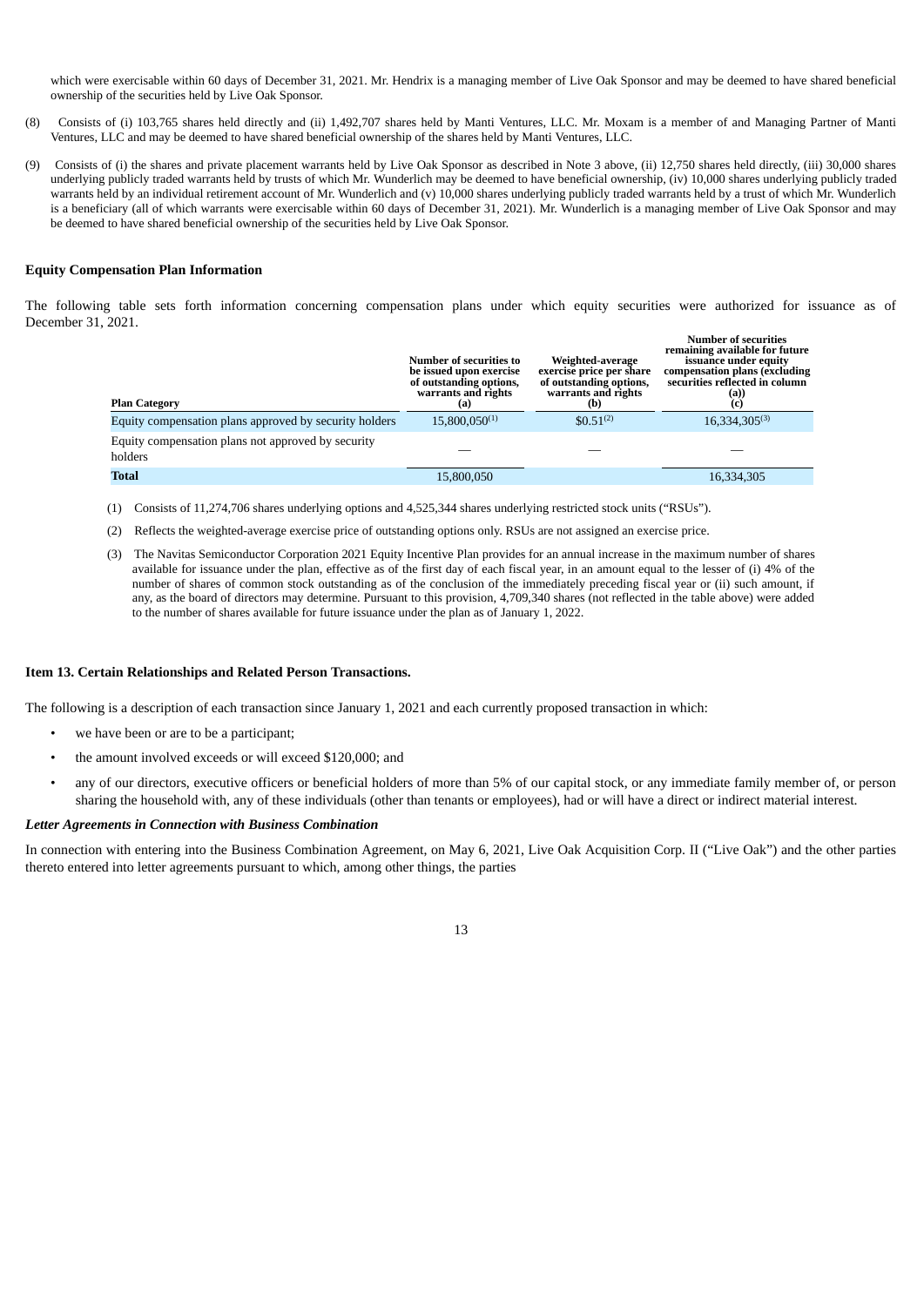which were exercisable within 60 days of December 31, 2021. Mr. Hendrix is a managing member of Live Oak Sponsor and may be deemed to have shared beneficial ownership of the securities held by Live Oak Sponsor.

(8) Consists of (i) 103,765 shares held directly and (ii) 1,492,707 shares held by Manti Ventures, LLC. Mr. Moxam is a member of and Managing Partner of Manti Ventures, LLC and may be deemed to have shared beneficial ownership of the shares held by Manti Ventures, LLC.

(9) Consists of (i) the shares and private placement warrants held by Live Oak Sponsor as described in Note 3 above, (ii) 12,750 shares held directly, (iii) 30,000 shares underlying publicly traded warrants held by trusts of which Mr. Wunderlich may be deemed to have beneficial ownership, (iv) 10,000 shares underlying publicly traded warrants held by an individual retirement account of Mr. Wunderlich and (v) 10,000 shares underlying publicly traded warrants held by a trust of which Mr. Wunderlich is a beneficiary (all of which warrants were exercisable within 60 days of December 31, 2021). Mr. Wunderlich is a managing member of Live Oak Sponsor and may be deemed to have shared beneficial ownership of the securities held by Live Oak Sponsor.

**Equity Compensation Plan Information**

The following table sets forth information concerning compensation plans under which equity securities were authorized for issuance as of December 31, 2021.

| Plan Category | Number of securities to be issued upon exercise of outstanding options, warrants and rights (a) | Weighted-average exercise price per share of outstanding options, warrants and rights (b) | Number of securities remaining available for future issuance under equity compensation plans (excluding securities reflected in column (a)) (c) |
|---|---|---|---|
| Equity compensation plans approved by security holders | 15,800,050(1) | $0.51(2) | 16,334,305(3) |
| Equity compensation plans not approved by security holders | — | — | — |
| **Total** | 15,800,050 | | 16,334,305 |

(1) Consists of 11,274,706 shares underlying options and 4,525,344 shares underlying restricted stock units ("RSUs").

(2) Reflects the weighted-average exercise price of outstanding options only. RSUs are not assigned an exercise price.

(3) The Navitas Semiconductor Corporation 2021 Equity Incentive Plan provides for an annual increase in the maximum number of shares available for issuance under the plan, effective as of the first day of each fiscal year, in an amount equal to the lesser of (i) 4% of the number of shares of common stock outstanding as of the conclusion of the immediately preceding fiscal year or (ii) such amount, if any, as the board of directors may determine. Pursuant to this provision, 4,709,340 shares (not reflected in the table above) were added to the number of shares available for future issuance under the plan as of January 1, 2022.

**Item 13. Certain Relationships and Related Person Transactions.**

The following is a description of each transaction since January 1, 2021 and each currently proposed transaction in which:

- we have been or are to be a participant;
- the amount involved exceeds or will exceed $120,000; and
- any of our directors, executive officers or beneficial holders of more than 5% of our capital stock, or any immediate family member of, or person sharing the household with, any of these individuals (other than tenants or employees), had or will have a direct or indirect material interest.

***Letter Agreements in Connection with Business Combination***

In connection with entering into the Business Combination Agreement, on May 6, 2021, Live Oak Acquisition Corp. II ("Live Oak") and the other parties thereto entered into letter agreements pursuant to which, among other things, the parties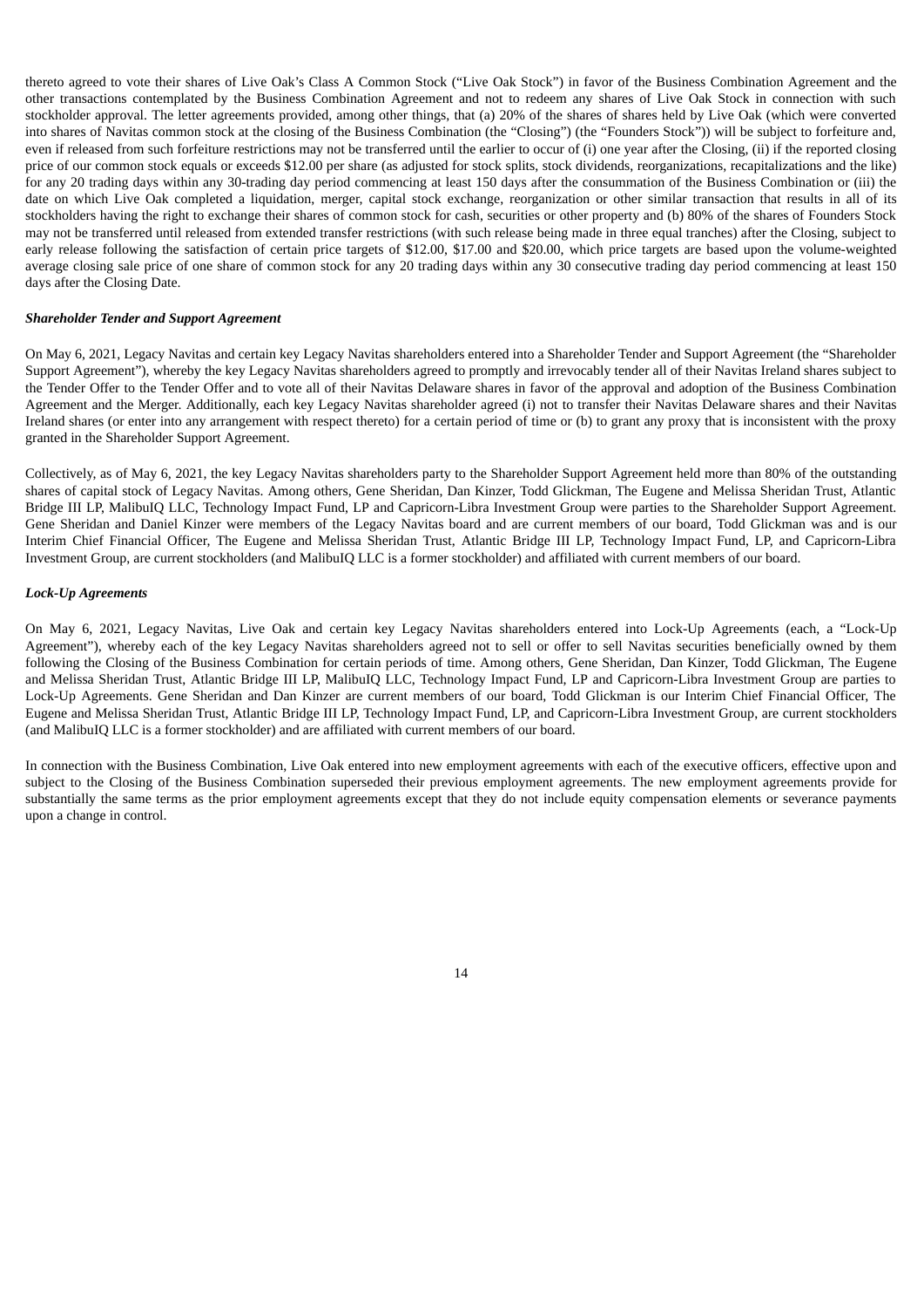thereto agreed to vote their shares of Live Oak's Class A Common Stock ("Live Oak Stock") in favor of the Business Combination Agreement and the other transactions contemplated by the Business Combination Agreement and not to redeem any shares of Live Oak Stock in connection with such stockholder approval. The letter agreements provided, among other things, that (a) 20% of the shares of shares held by Live Oak (which were converted into shares of Navitas common stock at the closing of the Business Combination (the "Closing") (the "Founders Stock")) will be subject to forfeiture and, even if released from such forfeiture restrictions may not be transferred until the earlier to occur of (i) one year after the Closing, (ii) if the reported closing price of our common stock equals or exceeds $12.00 per share (as adjusted for stock splits, stock dividends, reorganizations, recapitalizations and the like) for any 20 trading days within any 30-trading day period commencing at least 150 days after the consummation of the Business Combination or (iii) the date on which Live Oak completed a liquidation, merger, capital stock exchange, reorganization or other similar transaction that results in all of its stockholders having the right to exchange their shares of common stock for cash, securities or other property and (b) 80% of the shares of Founders Stock may not be transferred until released from extended transfer restrictions (with such release being made in three equal tranches) after the Closing, subject to early release following the satisfaction of certain price targets of $12.00, $17.00 and $20.00, which price targets are based upon the volume-weighted average closing sale price of one share of common stock for any 20 trading days within any 30 consecutive trading day period commencing at least 150 days after the Closing Date.

***Shareholder Tender and Support Agreement***

On May 6, 2021, Legacy Navitas and certain key Legacy Navitas shareholders entered into a Shareholder Tender and Support Agreement (the "Shareholder Support Agreement"), whereby the key Legacy Navitas shareholders agreed to promptly and irrevocably tender all of their Navitas Ireland shares subject to the Tender Offer to the Tender Offer and to vote all of their Navitas Delaware shares in favor of the approval and adoption of the Business Combination Agreement and the Merger. Additionally, each key Legacy Navitas shareholder agreed (i) not to transfer their Navitas Delaware shares and their Navitas Ireland shares (or enter into any arrangement with respect thereto) for a certain period of time or (b) to grant any proxy that is inconsistent with the proxy granted in the Shareholder Support Agreement.

Collectively, as of May 6, 2021, the key Legacy Navitas shareholders party to the Shareholder Support Agreement held more than 80% of the outstanding shares of capital stock of Legacy Navitas. Among others, Gene Sheridan, Dan Kinzer, Todd Glickman, The Eugene and Melissa Sheridan Trust, Atlantic Bridge III LP, MalibuIQ LLC, Technology Impact Fund, LP and Capricorn-Libra Investment Group were parties to the Shareholder Support Agreement. Gene Sheridan and Daniel Kinzer were members of the Legacy Navitas board and are current members of our board, Todd Glickman was and is our Interim Chief Financial Officer, The Eugene and Melissa Sheridan Trust, Atlantic Bridge III LP, Technology Impact Fund, LP, and Capricorn-Libra Investment Group, are current stockholders (and MalibuIQ LLC is a former stockholder) and affiliated with current members of our board.

***Lock-Up Agreements***

On May 6, 2021, Legacy Navitas, Live Oak and certain key Legacy Navitas shareholders entered into Lock-Up Agreements (each, a "Lock-Up Agreement"), whereby each of the key Legacy Navitas shareholders agreed not to sell or offer to sell Navitas securities beneficially owned by them following the Closing of the Business Combination for certain periods of time. Among others, Gene Sheridan, Dan Kinzer, Todd Glickman, The Eugene and Melissa Sheridan Trust, Atlantic Bridge III LP, MalibuIQ LLC, Technology Impact Fund, LP and Capricorn-Libra Investment Group are parties to Lock-Up Agreements. Gene Sheridan and Dan Kinzer are current members of our board, Todd Glickman is our Interim Chief Financial Officer, The Eugene and Melissa Sheridan Trust, Atlantic Bridge III LP, Technology Impact Fund, LP, and Capricorn-Libra Investment Group, are current stockholders (and MalibuIQ LLC is a former stockholder) and are affiliated with current members of our board.

In connection with the Business Combination, Live Oak entered into new employment agreements with each of the executive officers, effective upon and subject to the Closing of the Business Combination superseded their previous employment agreements. The new employment agreements provide for substantially the same terms as the prior employment agreements except that they do not include equity compensation elements or severance payments upon a change in control.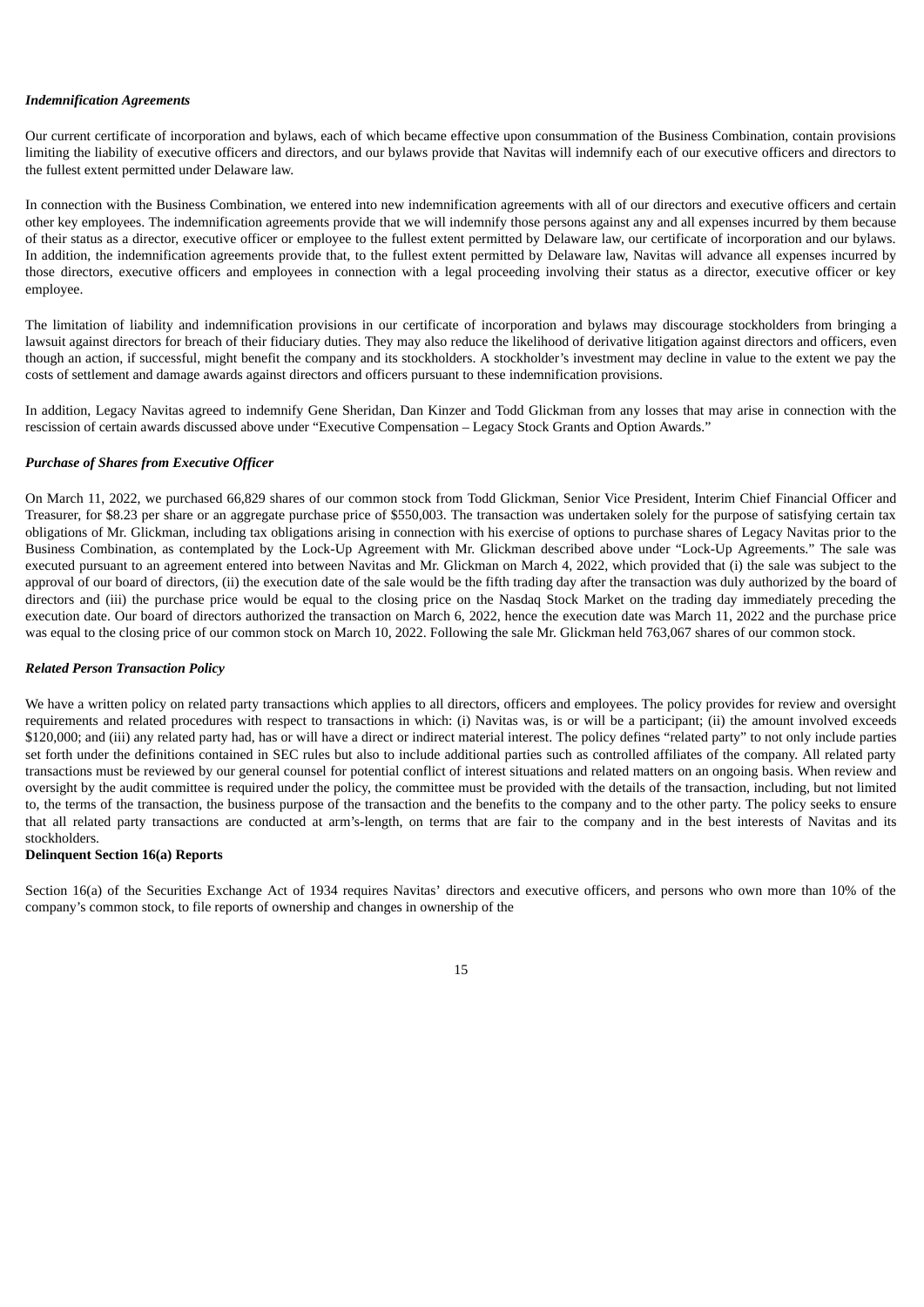***Indemnification Agreements***

Our current certificate of incorporation and bylaws, each of which became effective upon consummation of the Business Combination, contain provisions limiting the liability of executive officers and directors, and our bylaws provide that Navitas will indemnify each of our executive officers and directors to the fullest extent permitted under Delaware law.

In connection with the Business Combination, we entered into new indemnification agreements with all of our directors and executive officers and certain other key employees. The indemnification agreements provide that we will indemnify those persons against any and all expenses incurred by them because of their status as a director, executive officer or employee to the fullest extent permitted by Delaware law, our certificate of incorporation and our bylaws. In addition, the indemnification agreements provide that, to the fullest extent permitted by Delaware law, Navitas will advance all expenses incurred by those directors, executive officers and employees in connection with a legal proceeding involving their status as a director, executive officer or key employee.

The limitation of liability and indemnification provisions in our certificate of incorporation and bylaws may discourage stockholders from bringing a lawsuit against directors for breach of their fiduciary duties. They may also reduce the likelihood of derivative litigation against directors and officers, even though an action, if successful, might benefit the company and its stockholders. A stockholder's investment may decline in value to the extent we pay the costs of settlement and damage awards against directors and officers pursuant to these indemnification provisions.

In addition, Legacy Navitas agreed to indemnify Gene Sheridan, Dan Kinzer and Todd Glickman from any losses that may arise in connection with the rescission of certain awards discussed above under "Executive Compensation – Legacy Stock Grants and Option Awards."

***Purchase of Shares from Executive Officer***

On March 11, 2022, we purchased 66,829 shares of our common stock from Todd Glickman, Senior Vice President, Interim Chief Financial Officer and Treasurer, for $8.23 per share or an aggregate purchase price of $550,003. The transaction was undertaken solely for the purpose of satisfying certain tax obligations of Mr. Glickman, including tax obligations arising in connection with his exercise of options to purchase shares of Legacy Navitas prior to the Business Combination, as contemplated by the Lock-Up Agreement with Mr. Glickman described above under "Lock-Up Agreements." The sale was executed pursuant to an agreement entered into between Navitas and Mr. Glickman on March 4, 2022, which provided that (i) the sale was subject to the approval of our board of directors, (ii) the execution date of the sale would be the fifth trading day after the transaction was duly authorized by the board of directors and (iii) the purchase price would be equal to the closing price on the Nasdaq Stock Market on the trading day immediately preceding the execution date. Our board of directors authorized the transaction on March 6, 2022, hence the execution date was March 11, 2022 and the purchase price was equal to the closing price of our common stock on March 10, 2022. Following the sale Mr. Glickman held 763,067 shares of our common stock.

***Related Person Transaction Policy***

We have a written policy on related party transactions which applies to all directors, officers and employees. The policy provides for review and oversight requirements and related procedures with respect to transactions in which: (i) Navitas was, is or will be a participant; (ii) the amount involved exceeds $120,000; and (iii) any related party had, has or will have a direct or indirect material interest. The policy defines "related party" to not only include parties set forth under the definitions contained in SEC rules but also to include additional parties such as controlled affiliates of the company. All related party transactions must be reviewed by our general counsel for potential conflict of interest situations and related matters on an ongoing basis. When review and oversight by the audit committee is required under the policy, the committee must be provided with the details of the transaction, including, but not limited to, the terms of the transaction, the business purpose of the transaction and the benefits to the company and to the other party. The policy seeks to ensure that all related party transactions are conducted at arm's-length, on terms that are fair to the company and in the best interests of Navitas and its stockholders.

**Delinquent Section 16(a) Reports**

Section 16(a) of the Securities Exchange Act of 1934 requires Navitas' directors and executive officers, and persons who own more than 10% of the company's common stock, to file reports of ownership and changes in ownership of the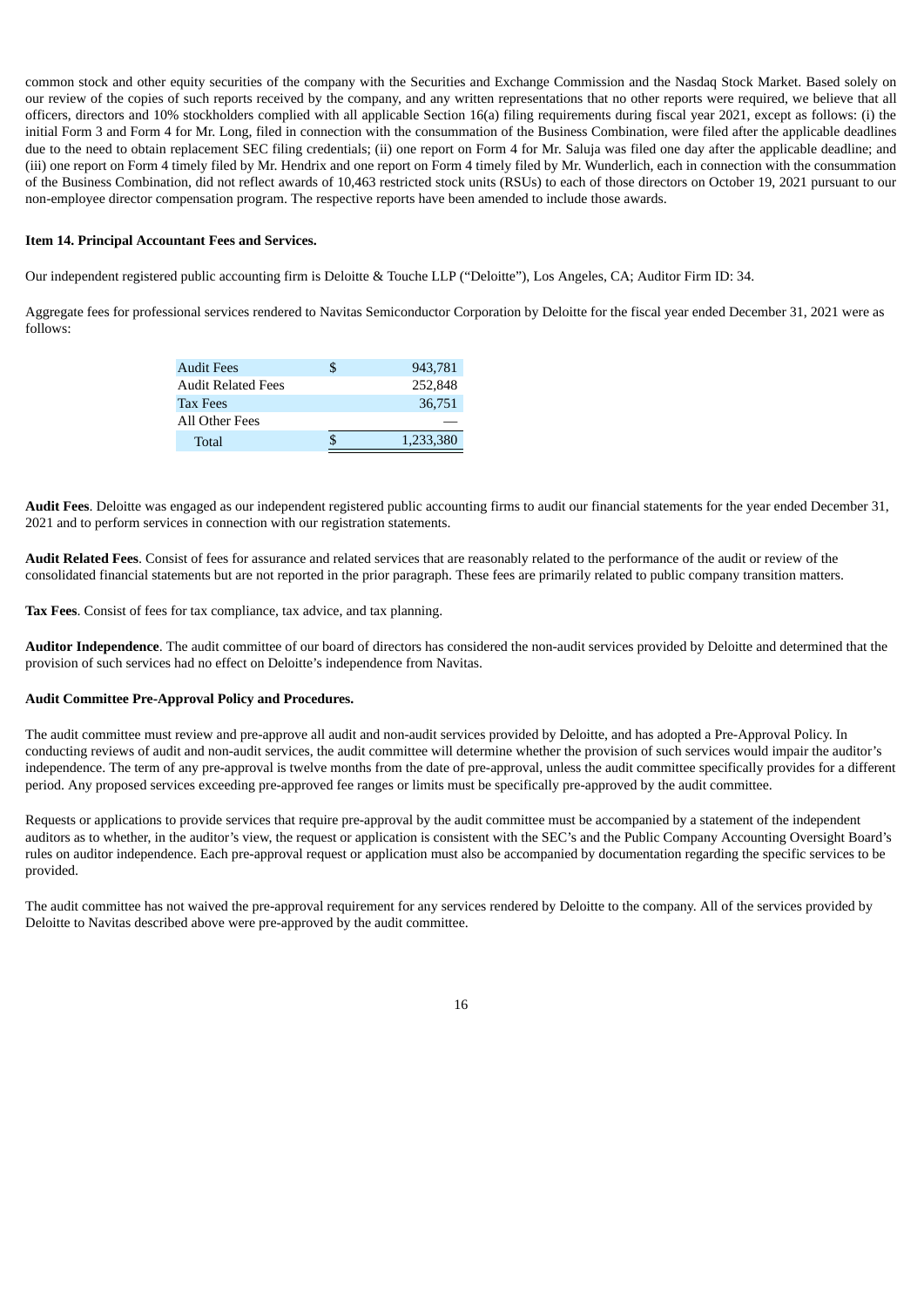common stock and other equity securities of the company with the Securities and Exchange Commission and the Nasdaq Stock Market. Based solely on our review of the copies of such reports received by the company, and any written representations that no other reports were required, we believe that all officers, directors and 10% stockholders complied with all applicable Section 16(a) filing requirements during fiscal year 2021, except as follows: (i) the initial Form 3 and Form 4 for Mr. Long, filed in connection with the consummation of the Business Combination, were filed after the applicable deadlines due to the need to obtain replacement SEC filing credentials; (ii) one report on Form 4 for Mr. Saluja was filed one day after the applicable deadline; and (iii) one report on Form 4 timely filed by Mr. Hendrix and one report on Form 4 timely filed by Mr. Wunderlich, each in connection with the consummation of the Business Combination, did not reflect awards of 10,463 restricted stock units (RSUs) to each of those directors on October 19, 2021 pursuant to our non-employee director compensation program. The respective reports have been amended to include those awards.

**Item 14. Principal Accountant Fees and Services.**

Our independent registered public accounting firm is Deloitte & Touche LLP ("Deloitte"), Los Angeles, CA; Auditor Firm ID: 34.

Aggregate fees for professional services rendered to Navitas Semiconductor Corporation by Deloitte for the fiscal year ended December 31, 2021 were as follows:

| | | |
|---|---|---|
| Audit Fees | $ | 943,781 |
| Audit Related Fees | | 252,848 |
| Tax Fees | | 36,751 |
| All Other Fees | | — |
| Total | $ | 1,233,380 |

**Audit Fees**. Deloitte was engaged as our independent registered public accounting firms to audit our financial statements for the year ended December 31, 2021 and to perform services in connection with our registration statements.

**Audit Related Fees**. Consist of fees for assurance and related services that are reasonably related to the performance of the audit or review of the consolidated financial statements but are not reported in the prior paragraph. These fees are primarily related to public company transition matters.

**Tax Fees**. Consist of fees for tax compliance, tax advice, and tax planning.

**Auditor Independence**. The audit committee of our board of directors has considered the non-audit services provided by Deloitte and determined that the provision of such services had no effect on Deloitte's independence from Navitas.

**Audit Committee Pre-Approval Policy and Procedures.**

The audit committee must review and pre-approve all audit and non-audit services provided by Deloitte, and has adopted a Pre-Approval Policy. In conducting reviews of audit and non-audit services, the audit committee will determine whether the provision of such services would impair the auditor's independence. The term of any pre-approval is twelve months from the date of pre-approval, unless the audit committee specifically provides for a different period. Any proposed services exceeding pre-approved fee ranges or limits must be specifically pre-approved by the audit committee.

Requests or applications to provide services that require pre-approval by the audit committee must be accompanied by a statement of the independent auditors as to whether, in the auditor's view, the request or application is consistent with the SEC's and the Public Company Accounting Oversight Board's rules on auditor independence. Each pre-approval request or application must also be accompanied by documentation regarding the specific services to be provided.

The audit committee has not waived the pre-approval requirement for any services rendered by Deloitte to the company. All of the services provided by Deloitte to Navitas described above were pre-approved by the audit committee.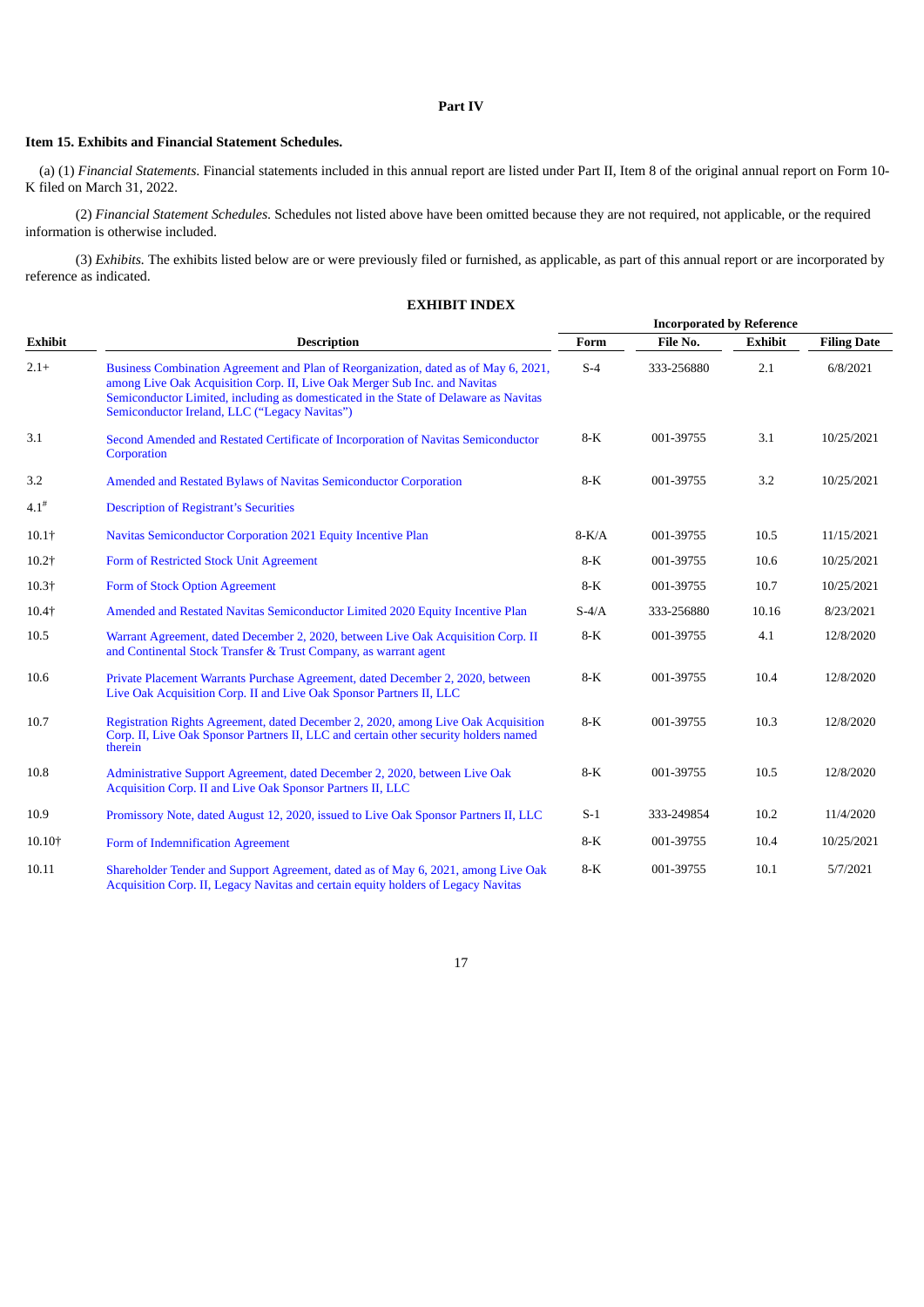# Part IV

## Item 15. Exhibits and Financial Statement Schedules.

(a) (1) *Financial Statements.* Financial statements included in this annual report are listed under Part II, Item 8 of the original annual report on Form 10-K filed on March 31, 2022.

(2) *Financial Statement Schedules.* Schedules not listed above have been omitted because they are not required, not applicable, or the required information is otherwise included.

(3) *Exhibits.* The exhibits listed below are or were previously filed or furnished, as applicable, as part of this annual report or are incorporated by reference as indicated.

### EXHIBIT INDEX

| | | Incorporated by Reference | | | |
|---|---|---|---|---|---|
| **Exhibit** | **Description** | **Form** | **File No.** | **Exhibit** | **Filing Date** |
| 2.1+ | Business Combination Agreement and Plan of Reorganization, dated as of May 6, 2021, among Live Oak Acquisition Corp. II, Live Oak Merger Sub Inc. and Navitas Semiconductor Limited, including as domesticated in the State of Delaware as Navitas Semiconductor Ireland, LLC ("Legacy Navitas") | S-4 | 333-256880 | 2.1 | 6/8/2021 |
| 3.1 | Second Amended and Restated Certificate of Incorporation of Navitas Semiconductor Corporation | 8-K | 001-39755 | 3.1 | 10/25/2021 |
| 3.2 | Amended and Restated Bylaws of Navitas Semiconductor Corporation | 8-K | 001-39755 | 3.2 | 10/25/2021 |
| 4.1# | Description of Registrant's Securities | | | | |
| 10.1† | Navitas Semiconductor Corporation 2021 Equity Incentive Plan | 8-K/A | 001-39755 | 10.5 | 11/15/2021 |
| 10.2† | Form of Restricted Stock Unit Agreement | 8-K | 001-39755 | 10.6 | 10/25/2021 |
| 10.3† | Form of Stock Option Agreement | 8-K | 001-39755 | 10.7 | 10/25/2021 |
| 10.4† | Amended and Restated Navitas Semiconductor Limited 2020 Equity Incentive Plan | S-4/A | 333-256880 | 10.16 | 8/23/2021 |
| 10.5 | Warrant Agreement, dated December 2, 2020, between Live Oak Acquisition Corp. II and Continental Stock Transfer & Trust Company, as warrant agent | 8-K | 001-39755 | 4.1 | 12/8/2020 |
| 10.6 | Private Placement Warrants Purchase Agreement, dated December 2, 2020, between Live Oak Acquisition Corp. II and Live Oak Sponsor Partners II, LLC | 8-K | 001-39755 | 10.4 | 12/8/2020 |
| 10.7 | Registration Rights Agreement, dated December 2, 2020, among Live Oak Acquisition Corp. II, Live Oak Sponsor Partners II, LLC and certain other security holders named therein | 8-K | 001-39755 | 10.3 | 12/8/2020 |
| 10.8 | Administrative Support Agreement, dated December 2, 2020, between Live Oak Acquisition Corp. II and Live Oak Sponsor Partners II, LLC | 8-K | 001-39755 | 10.5 | 12/8/2020 |
| 10.9 | Promissory Note, dated August 12, 2020, issued to Live Oak Sponsor Partners II, LLC | S-1 | 333-249854 | 10.2 | 11/4/2020 |
| 10.10† | Form of Indemnification Agreement | 8-K | 001-39755 | 10.4 | 10/25/2021 |
| 10.11 | Shareholder Tender and Support Agreement, dated as of May 6, 2021, among Live Oak Acquisition Corp. II, Legacy Navitas and certain equity holders of Legacy Navitas | 8-K | 001-39755 | 10.1 | 5/7/2021 |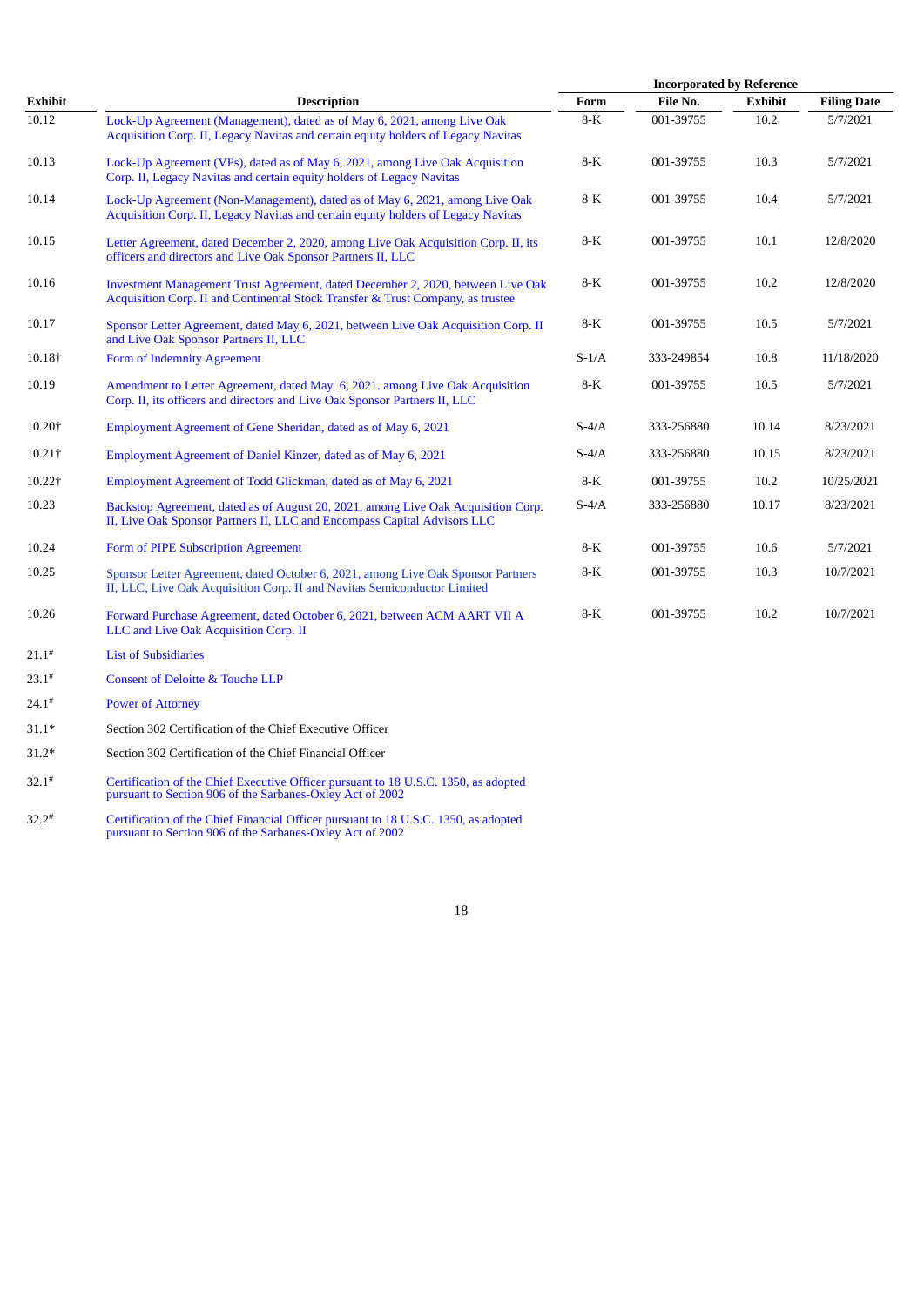| Exhibit | Description | Incorporated by Reference | | | |
|---|---|---|---|---|---|
| | | Form | File No. | Exhibit | Filing Date |
| 10.12 | Lock-Up Agreement (Management), dated as of May 6, 2021, among Live Oak Acquisition Corp. II, Legacy Navitas and certain equity holders of Legacy Navitas | 8-K | 001-39755 | 10.2 | 5/7/2021 |
| 10.13 | Lock-Up Agreement (VPs), dated as of May 6, 2021, among Live Oak Acquisition Corp. II, Legacy Navitas and certain equity holders of Legacy Navitas | 8-K | 001-39755 | 10.3 | 5/7/2021 |
| 10.14 | Lock-Up Agreement (Non-Management), dated as of May 6, 2021, among Live Oak Acquisition Corp. II, Legacy Navitas and certain equity holders of Legacy Navitas | 8-K | 001-39755 | 10.4 | 5/7/2021 |
| 10.15 | Letter Agreement, dated December 2, 2020, among Live Oak Acquisition Corp. II, its officers and directors and Live Oak Sponsor Partners II, LLC | 8-K | 001-39755 | 10.1 | 12/8/2020 |
| 10.16 | Investment Management Trust Agreement, dated December 2, 2020, between Live Oak Acquisition Corp. II and Continental Stock Transfer & Trust Company, as trustee | 8-K | 001-39755 | 10.2 | 12/8/2020 |
| 10.17 | Sponsor Letter Agreement, dated May 6, 2021, between Live Oak Acquisition Corp. II and Live Oak Sponsor Partners II, LLC | 8-K | 001-39755 | 10.5 | 5/7/2021 |
| 10.18† | Form of Indemnity Agreement | S-1/A | 333-249854 | 10.8 | 11/18/2020 |
| 10.19 | Amendment to Letter Agreement, dated May 6, 2021. among Live Oak Acquisition Corp. II, its officers and directors and Live Oak Sponsor Partners II, LLC | 8-K | 001-39755 | 10.5 | 5/7/2021 |
| 10.20† | Employment Agreement of Gene Sheridan, dated as of May 6, 2021 | S-4/A | 333-256880 | 10.14 | 8/23/2021 |
| 10.21† | Employment Agreement of Daniel Kinzer, dated as of May 6, 2021 | S-4/A | 333-256880 | 10.15 | 8/23/2021 |
| 10.22† | Employment Agreement of Todd Glickman, dated as of May 6, 2021 | 8-K | 001-39755 | 10.2 | 10/25/2021 |
| 10.23 | Backstop Agreement, dated as of August 20, 2021, among Live Oak Acquisition Corp. II, Live Oak Sponsor Partners II, LLC and Encompass Capital Advisors LLC | S-4/A | 333-256880 | 10.17 | 8/23/2021 |
| 10.24 | Form of PIPE Subscription Agreement | 8-K | 001-39755 | 10.6 | 5/7/2021 |
| 10.25 | Sponsor Letter Agreement, dated October 6, 2021, among Live Oak Sponsor Partners II, LLC, Live Oak Acquisition Corp. II and Navitas Semiconductor Limited | 8-K | 001-39755 | 10.3 | 10/7/2021 |
| 10.26 | Forward Purchase Agreement, dated October 6, 2021, between ACM AART VII A LLC and Live Oak Acquisition Corp. II | 8-K | 001-39755 | 10.2 | 10/7/2021 |
| 21.1# | List of Subsidiaries | | | | |
| 23.1# | Consent of Deloitte & Touche LLP | | | | |
| 24.1# | Power of Attorney | | | | |
| 31.1* | Section 302 Certification of the Chief Executive Officer | | | | |
| 31.2* | Section 302 Certification of the Chief Financial Officer | | | | |
| 32.1# | Certification of the Chief Executive Officer pursuant to 18 U.S.C. 1350, as adopted pursuant to Section 906 of the Sarbanes-Oxley Act of 2002 | | | | |
| 32.2# | Certification of the Chief Financial Officer pursuant to 18 U.S.C. 1350, as adopted pursuant to Section 906 of the Sarbanes-Oxley Act of 2002 | | | | |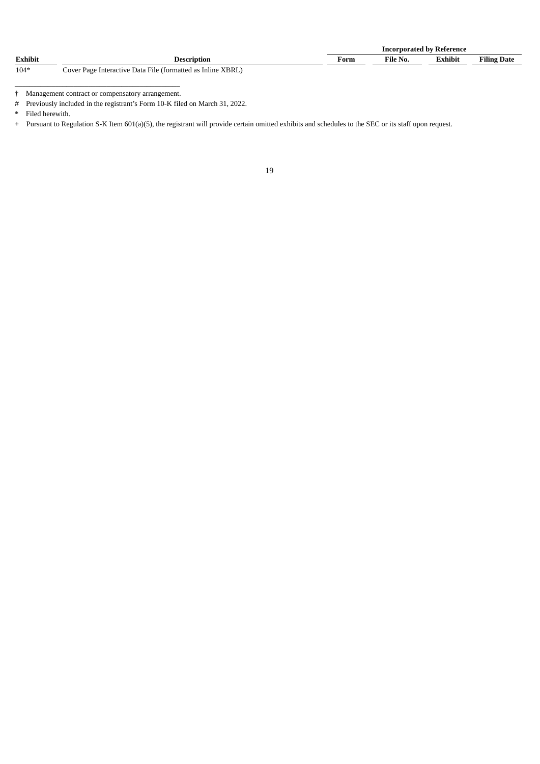| Exhibit | Description | Incorporated by Reference | | | |
|---|---|---|---|---|---|
| | | Form | File No. | Exhibit | Filing Date |
| 104* | Cover Page Interactive Data File (formatted as Inline XBRL) | | | | |

† Management contract or compensatory arrangement.

# Previously included in the registrant's Form 10-K filed on March 31, 2022.

* Filed herewith.

+ Pursuant to Regulation S-K Item 601(a)(5), the registrant will provide certain omitted exhibits and schedules to the SEC or its staff upon request.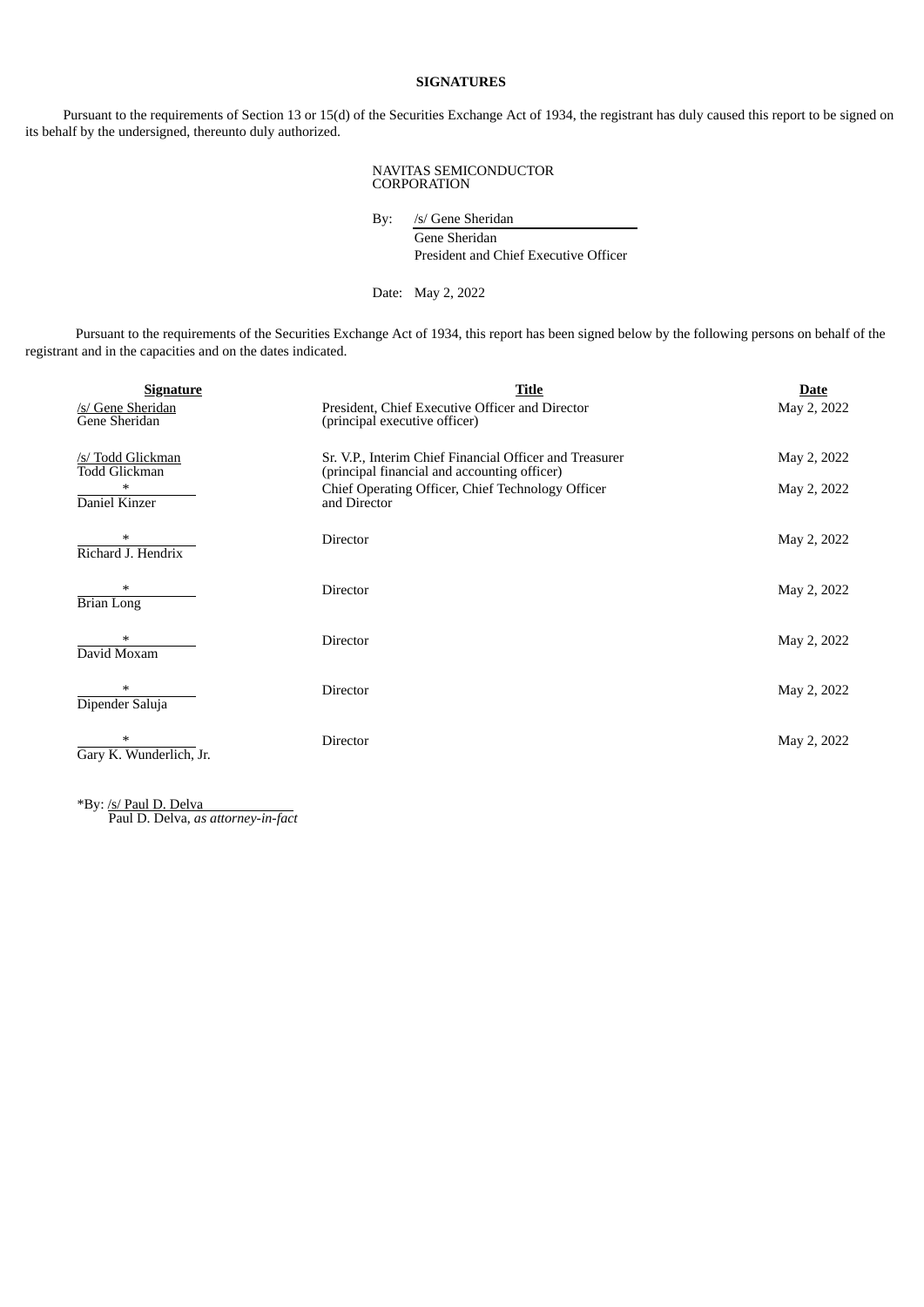**SIGNATURES**

Pursuant to the requirements of Section 13 or 15(d) of the Securities Exchange Act of 1934, the registrant has duly caused this report to be signed on its behalf by the undersigned, thereunto duly authorized.

NAVITAS SEMICONDUCTOR CORPORATION

By: /s/ Gene Sheridan
Gene Sheridan
President and Chief Executive Officer

Date: May 2, 2022

Pursuant to the requirements of the Securities Exchange Act of 1934, this report has been signed below by the following persons on behalf of the registrant and in the capacities and on the dates indicated.

| Signature | Title | Date |
|---|---|---|
| /s/ Gene Sheridan<br>Gene Sheridan | President, Chief Executive Officer and Director<br>(principal executive officer) | May 2, 2022 |
| /s/ Todd Glickman<br>Todd Glickman | Sr. V.P., Interim Chief Financial Officer and Treasurer<br>(principal financial and accounting officer) | May 2, 2022 |
| *<br>Daniel Kinzer | Chief Operating Officer, Chief Technology Officer and Director | May 2, 2022 |
| *<br>Richard J. Hendrix | Director | May 2, 2022 |
| *<br>Brian Long | Director | May 2, 2022 |
| *<br>David Moxam | Director | May 2, 2022 |
| *<br>Dipender Saluja | Director | May 2, 2022 |
| *<br>Gary K. Wunderlich, Jr. | Director | May 2, 2022 |

*By: /s/ Paul D. Delva
Paul D. Delva, *as attorney-in-fact*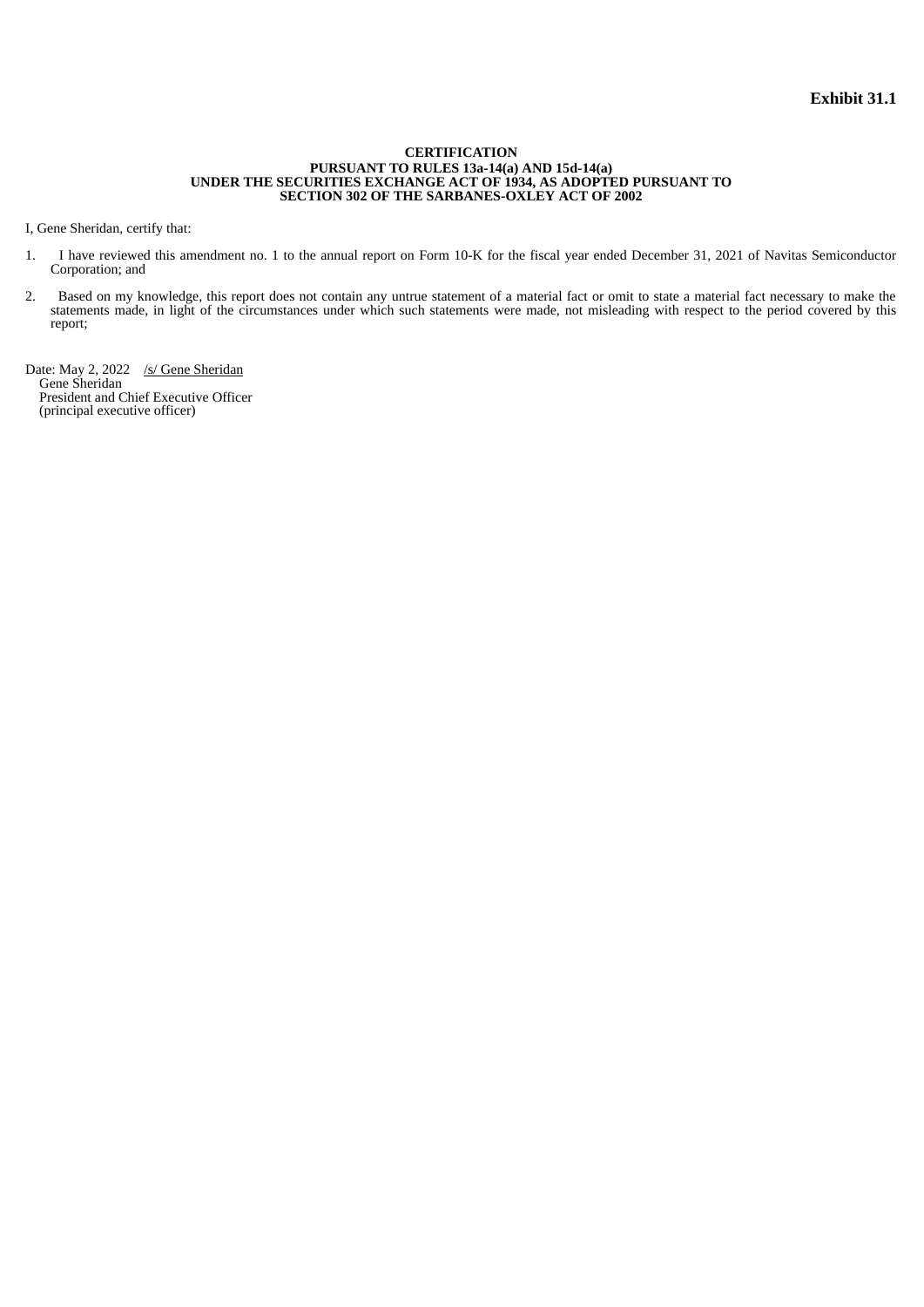**Exhibit 31.1**

**CERTIFICATION**
**PURSUANT TO RULES 13a-14(a) AND 15d-14(a)**
**UNDER THE SECURITIES EXCHANGE ACT OF 1934, AS ADOPTED PURSUANT TO**
**SECTION 302 OF THE SARBANES-OXLEY ACT OF 2002**

I, Gene Sheridan, certify that:

1. I have reviewed this amendment no. 1 to the annual report on Form 10-K for the fiscal year ended December 31, 2021 of Navitas Semiconductor Corporation; and

2. Based on my knowledge, this report does not contain any untrue statement of a material fact or omit to state a material fact necessary to make the statements made, in light of the circumstances under which such statements were made, not misleading with respect to the period covered by this report;

Date: May 2, 2022 /s/ Gene Sheridan
Gene Sheridan
President and Chief Executive Officer
(principal executive officer)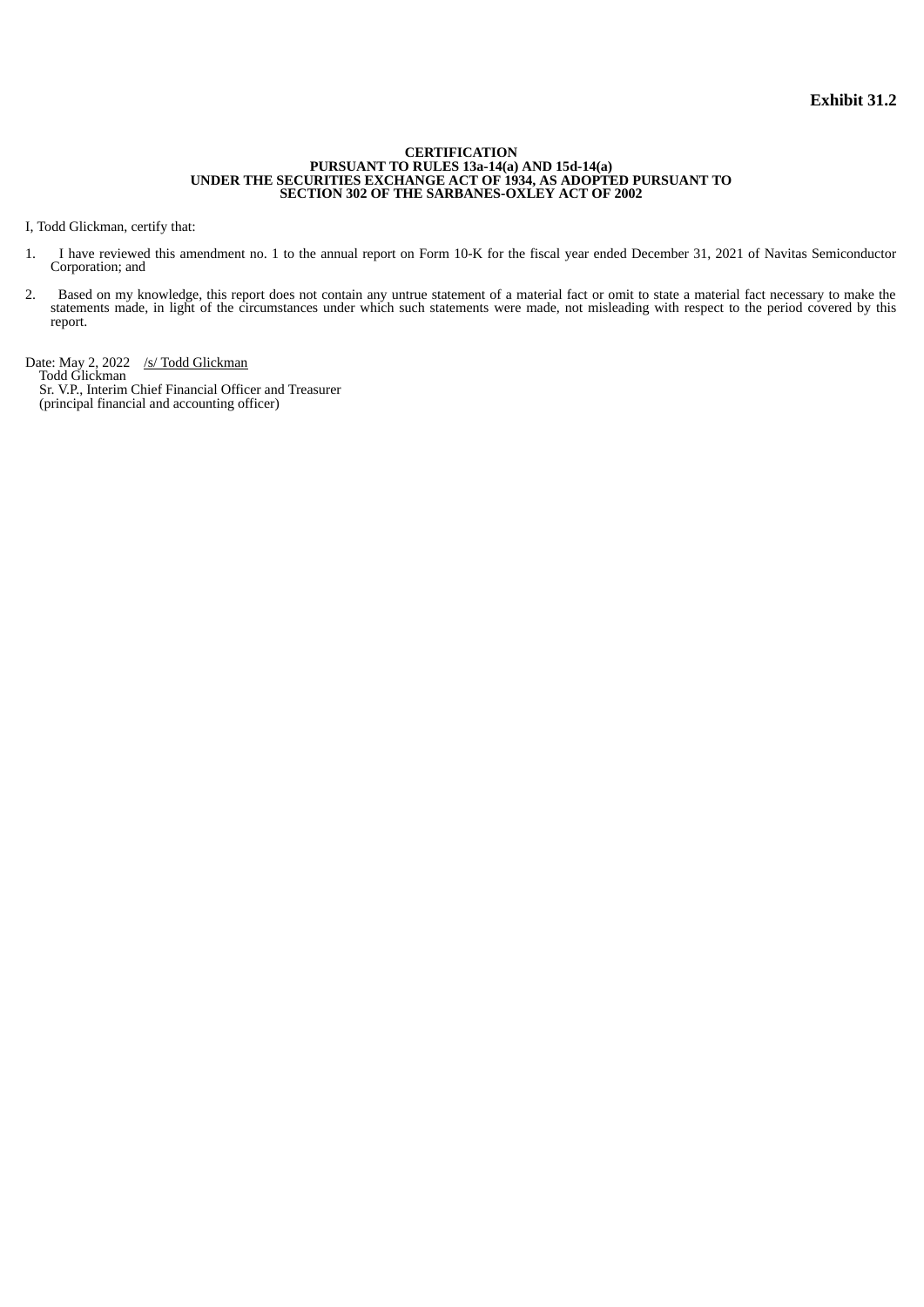**Exhibit 31.2**

**CERTIFICATION**
**PURSUANT TO RULES 13a-14(a) AND 15d-14(a)**
**UNDER THE SECURITIES EXCHANGE ACT OF 1934, AS ADOPTED PURSUANT TO**
**SECTION 302 OF THE SARBANES-OXLEY ACT OF 2002**

I, Todd Glickman, certify that:

1. I have reviewed this amendment no. 1 to the annual report on Form 10-K for the fiscal year ended December 31, 2021 of Navitas Semiconductor Corporation; and

2. Based on my knowledge, this report does not contain any untrue statement of a material fact or omit to state a material fact necessary to make the statements made, in light of the circumstances under which such statements were made, not misleading with respect to the period covered by this report.

Date: May 2, 2022 /s/ Todd Glickman
Todd Glickman
Sr. V.P., Interim Chief Financial Officer and Treasurer
(principal financial and accounting officer)